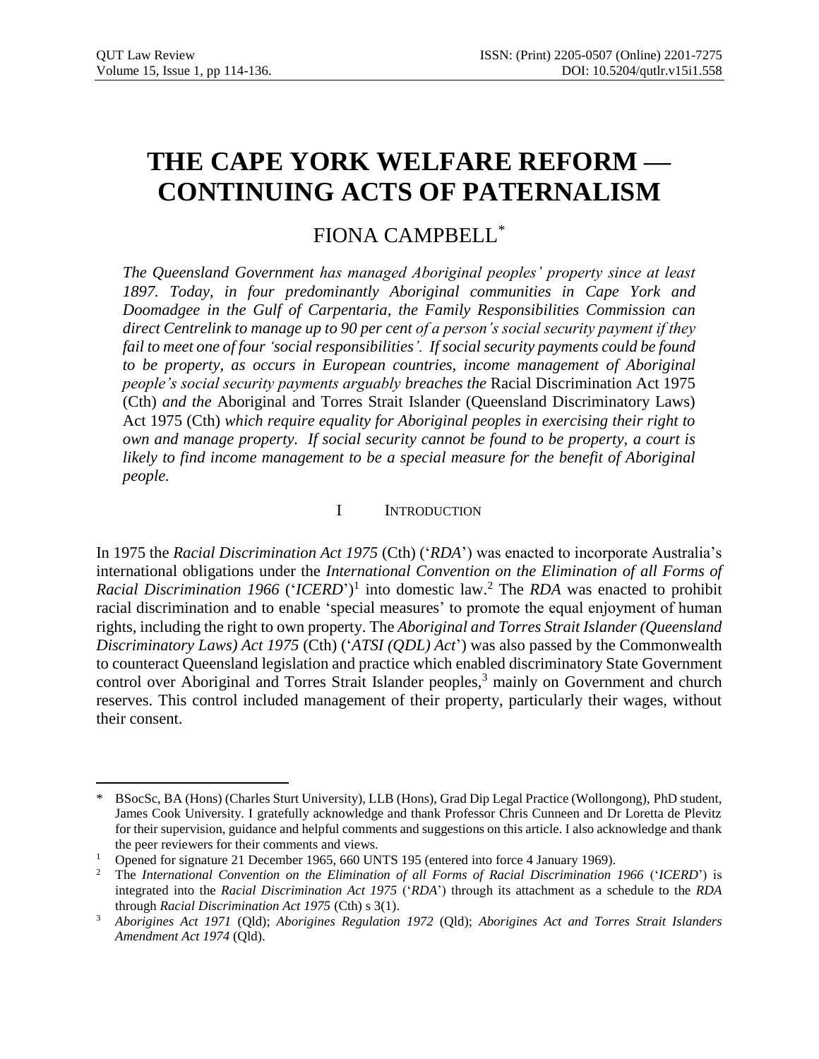# THE CAPE YORK WELFARE REFORM — CONTINUING ACTS OF PATERNALISM

## FIONA CAMPBELL*

*The Queensland Government has managed Aboriginal peoples' property since at least 1897. Today, in four predominantly Aboriginal communities in Cape York and Doomadgee in the Gulf of Carpentaria, the Family Responsibilities Commission can direct Centrelink to manage up to 90 per cent of a person's social security payment if they fail to meet one of four 'social responsibilities'. If social security payments could be found to be property, as occurs in European countries, income management of Aboriginal people's social security payments arguably breaches the* Racial Discrimination Act 1975 (Cth) *and the* Aboriginal and Torres Strait Islander (Queensland Discriminatory Laws) Act 1975 (Cth) *which require equality for Aboriginal peoples in exercising their right to own and manage property. If social security cannot be found to be property, a court is likely to find income management to be a special measure for the benefit of Aboriginal people.*

### I INTRODUCTION

In 1975 the *Racial Discrimination Act 1975* (Cth) ('*RDA*') was enacted to incorporate Australia's international obligations under the *International Convention on the Elimination of all Forms of Racial Discrimination 1966* ('*ICERD*')[1] into domestic law.[2] The *RDA* was enacted to prohibit racial discrimination and to enable 'special measures' to promote the equal enjoyment of human rights, including the right to own property. The *Aboriginal and Torres Strait Islander (Queensland Discriminatory Laws) Act 1975* (Cth) ('*ATSI (QDL) Act*') was also passed by the Commonwealth to counteract Queensland legislation and practice which enabled discriminatory State Government control over Aboriginal and Torres Strait Islander peoples,[3] mainly on Government and church reserves. This control included management of their property, particularly their wages, without their consent.

---

\* BSocSc, BA (Hons) (Charles Sturt University), LLB (Hons), Grad Dip Legal Practice (Wollongong), PhD student, James Cook University. I gratefully acknowledge and thank Professor Chris Cunneen and Dr Loretta de Plevitz for their supervision, guidance and helpful comments and suggestions on this article. I also acknowledge and thank the peer reviewers for their comments and views.

[1] Opened for signature 21 December 1965, 660 UNTS 195 (entered into force 4 January 1969).

[2] The *International Convention on the Elimination of all Forms of Racial Discrimination 1966* ('*ICERD*') is integrated into the *Racial Discrimination Act 1975* ('*RDA*') through its attachment as a schedule to the *RDA* through *Racial Discrimination Act 1975* (Cth) s 3(1).

[3] *Aborigines Act 1971* (Qld); *Aborigines Regulation 1972* (Qld); *Aborigines Act and Torres Strait Islanders Amendment Act 1974* (Qld).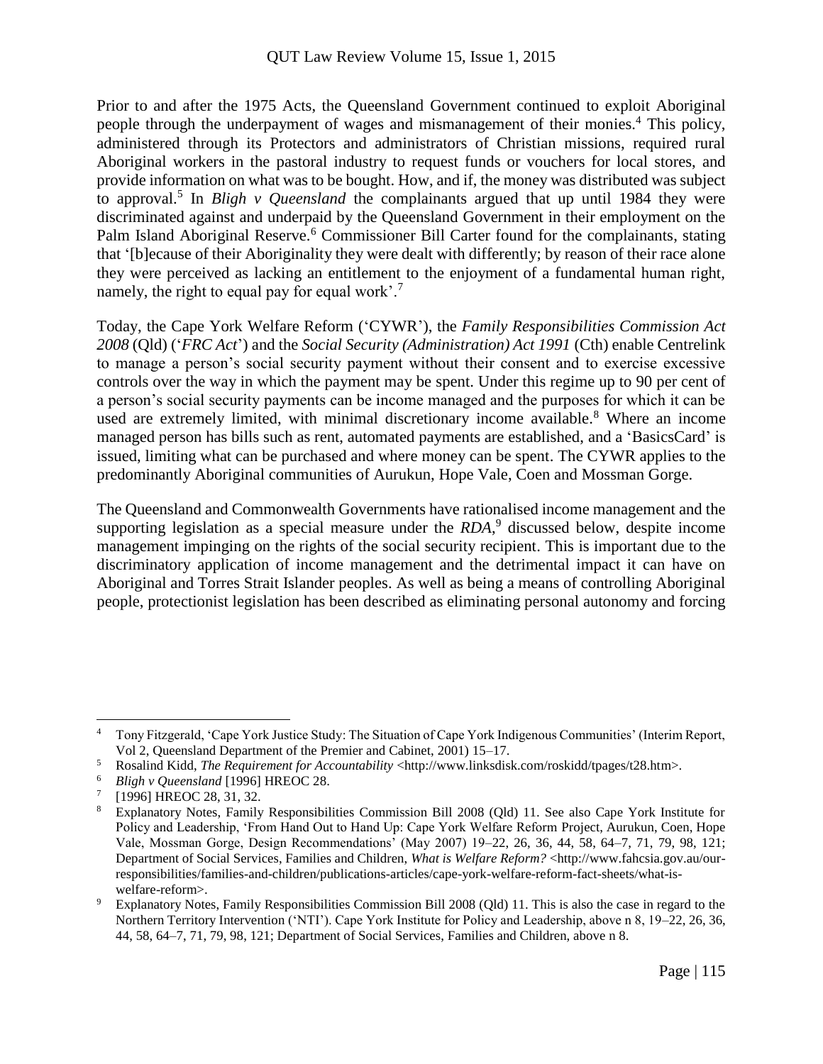Prior to and after the 1975 Acts, the Queensland Government continued to exploit Aboriginal people through the underpayment of wages and mismanagement of their monies.[4] This policy, administered through its Protectors and administrators of Christian missions, required rural Aboriginal workers in the pastoral industry to request funds or vouchers for local stores, and provide information on what was to be bought. How, and if, the money was distributed was subject to approval.[5] In *Bligh v Queensland* the complainants argued that up until 1984 they were discriminated against and underpaid by the Queensland Government in their employment on the Palm Island Aboriginal Reserve.[6] Commissioner Bill Carter found for the complainants, stating that '[b]ecause of their Aboriginality they were dealt with differently; by reason of their race alone they were perceived as lacking an entitlement to the enjoyment of a fundamental human right, namely, the right to equal pay for equal work'.[7]

Today, the Cape York Welfare Reform ('CYWR'), the *Family Responsibilities Commission Act 2008* (Qld) ('*FRC Act*') and the *Social Security (Administration) Act 1991* (Cth) enable Centrelink to manage a person's social security payment without their consent and to exercise excessive controls over the way in which the payment may be spent. Under this regime up to 90 per cent of a person's social security payments can be income managed and the purposes for which it can be used are extremely limited, with minimal discretionary income available.[8] Where an income managed person has bills such as rent, automated payments are established, and a 'BasicsCard' is issued, limiting what can be purchased and where money can be spent. The CYWR applies to the predominantly Aboriginal communities of Aurukun, Hope Vale, Coen and Mossman Gorge.

The Queensland and Commonwealth Governments have rationalised income management and the supporting legislation as a special measure under the *RDA*,[9] discussed below, despite income management impinging on the rights of the social security recipient. This is important due to the discriminatory application of income management and the detrimental impact it can have on Aboriginal and Torres Strait Islander peoples. As well as being a means of controlling Aboriginal people, protectionist legislation has been described as eliminating personal autonomy and forcing

---

[4] Tony Fitzgerald, 'Cape York Justice Study: The Situation of Cape York Indigenous Communities' (Interim Report, Vol 2, Queensland Department of the Premier and Cabinet, 2001) 15–17.

[5] Rosalind Kidd, *The Requirement for Accountability* <http://www.linksdisk.com/roskidd/tpages/t28.htm>.

[6] *Bligh v Queensland* [1996] HREOC 28.

[7] [1996] HREOC 28, 31, 32.

[8] Explanatory Notes, Family Responsibilities Commission Bill 2008 (Qld) 11. See also Cape York Institute for Policy and Leadership, 'From Hand Out to Hand Up: Cape York Welfare Reform Project, Aurukun, Coen, Hope Vale, Mossman Gorge, Design Recommendations' (May 2007) 19–22, 26, 36, 44, 58, 64–7, 71, 79, 98, 121; Department of Social Services, Families and Children, *What is Welfare Reform?* <http://www.fahcsia.gov.au/our-responsibilities/families-and-children/publications-articles/cape-york-welfare-reform-fact-sheets/what-is-welfare-reform>.

[9] Explanatory Notes, Family Responsibilities Commission Bill 2008 (Qld) 11. This is also the case in regard to the Northern Territory Intervention ('NTI'). Cape York Institute for Policy and Leadership, above n 8, 19–22, 26, 36, 44, 58, 64–7, 71, 79, 98, 121; Department of Social Services, Families and Children, above n 8.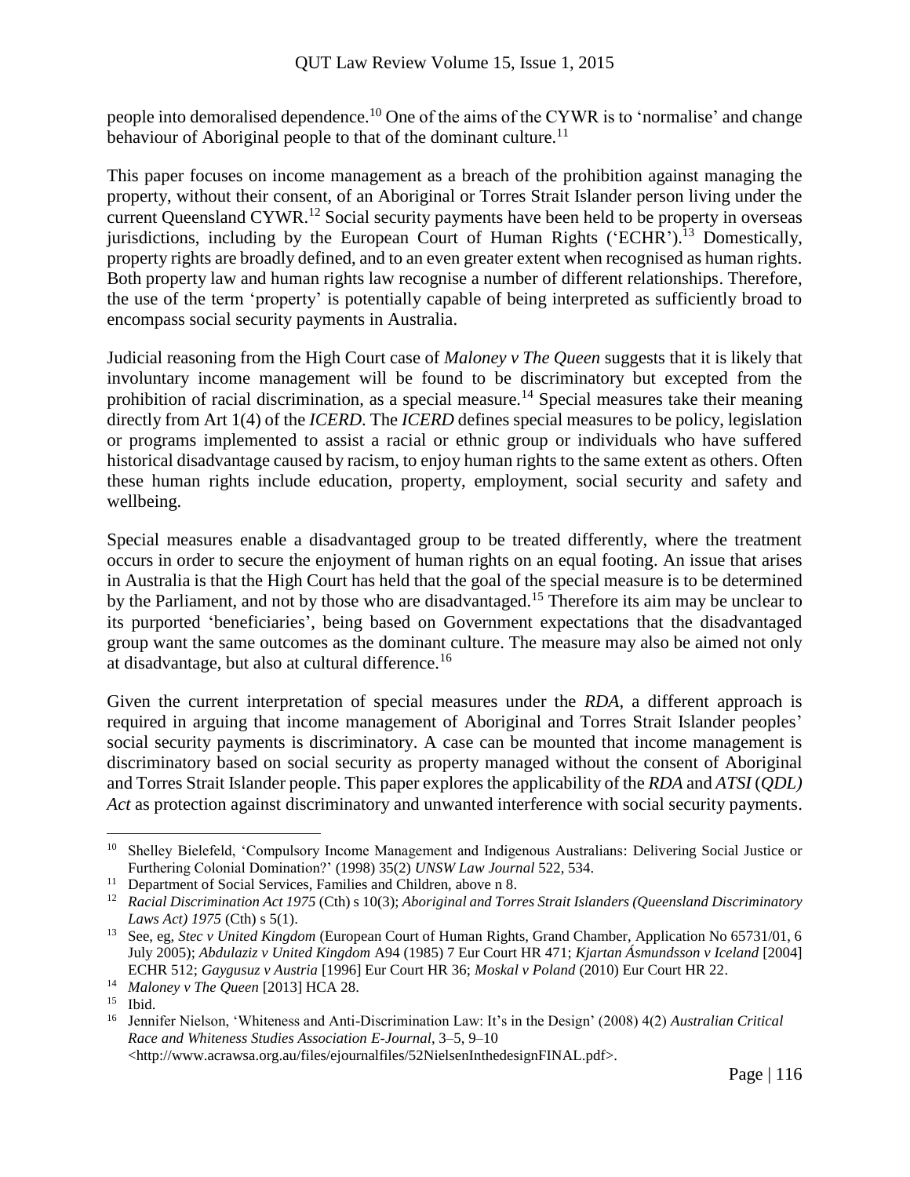people into demoralised dependence.[10] One of the aims of the CYWR is to 'normalise' and change behaviour of Aboriginal people to that of the dominant culture.[11]

This paper focuses on income management as a breach of the prohibition against managing the property, without their consent, of an Aboriginal or Torres Strait Islander person living under the current Queensland CYWR.[12] Social security payments have been held to be property in overseas jurisdictions, including by the European Court of Human Rights ('ECHR').[13] Domestically, property rights are broadly defined, and to an even greater extent when recognised as human rights. Both property law and human rights law recognise a number of different relationships. Therefore, the use of the term 'property' is potentially capable of being interpreted as sufficiently broad to encompass social security payments in Australia.

Judicial reasoning from the High Court case of *Maloney v The Queen* suggests that it is likely that involuntary income management will be found to be discriminatory but excepted from the prohibition of racial discrimination, as a special measure.[14] Special measures take their meaning directly from Art 1(4) of the *ICERD*. The *ICERD* defines special measures to be policy, legislation or programs implemented to assist a racial or ethnic group or individuals who have suffered historical disadvantage caused by racism, to enjoy human rights to the same extent as others. Often these human rights include education, property, employment, social security and safety and wellbeing.

Special measures enable a disadvantaged group to be treated differently, where the treatment occurs in order to secure the enjoyment of human rights on an equal footing. An issue that arises in Australia is that the High Court has held that the goal of the special measure is to be determined by the Parliament, and not by those who are disadvantaged.[15] Therefore its aim may be unclear to its purported 'beneficiaries', being based on Government expectations that the disadvantaged group want the same outcomes as the dominant culture. The measure may also be aimed not only at disadvantage, but also at cultural difference.[16]

Given the current interpretation of special measures under the *RDA*, a different approach is required in arguing that income management of Aboriginal and Torres Strait Islander peoples' social security payments is discriminatory. A case can be mounted that income management is discriminatory based on social security as property managed without the consent of Aboriginal and Torres Strait Islander people. This paper explores the applicability of the *RDA* and *ATSI (QDL) Act* as protection against discriminatory and unwanted interference with social security payments.

---

[10] Shelley Bielefeld, 'Compulsory Income Management and Indigenous Australians: Delivering Social Justice or Furthering Colonial Domination?' (1998) 35(2) *UNSW Law Journal* 522, 534.

[11] Department of Social Services, Families and Children, above n 8.

[12] *Racial Discrimination Act 1975* (Cth) s 10(3); *Aboriginal and Torres Strait Islanders (Queensland Discriminatory Laws Act) 1975* (Cth) s 5(1).

[13] See, eg, *Stec v United Kingdom* (European Court of Human Rights, Grand Chamber, Application No 65731/01, 6 July 2005); *Abdulaziz v United Kingdom* A94 (1985) 7 Eur Court HR 471; *Kjartan Ásmundsson v Iceland* [2004] ECHR 512; *Gaygusuz v Austria* [1996] Eur Court HR 36; *Moskal v Poland* (2010) Eur Court HR 22.

[14] *Maloney v The Queen* [2013] HCA 28.

[15] Ibid.

[16] Jennifer Nielson, 'Whiteness and Anti-Discrimination Law: It's in the Design' (2008) 4(2) *Australian Critical Race and Whiteness Studies Association E-Journal*, 3–5, 9–10 <http://www.acrawsa.org.au/files/ejournalfiles/52NielsenInthedesignFINAL.pdf>.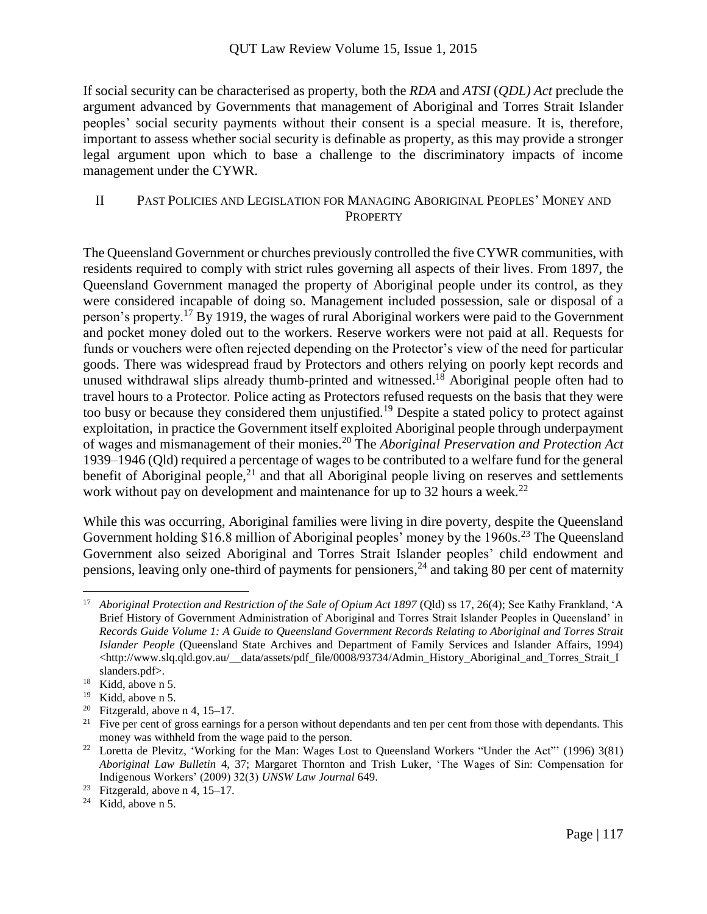If social security can be characterised as property, both the *RDA* and *ATSI* (*QDL) Act* preclude the argument advanced by Governments that management of Aboriginal and Torres Strait Islander peoples' social security payments without their consent is a special measure. It is, therefore, important to assess whether social security is definable as property, as this may provide a stronger legal argument upon which to base a challenge to the discriminatory impacts of income management under the CYWR.

## II Past Policies and Legislation for Managing Aboriginal Peoples' Money and Property

The Queensland Government or churches previously controlled the five CYWR communities, with residents required to comply with strict rules governing all aspects of their lives. From 1897, the Queensland Government managed the property of Aboriginal people under its control, as they were considered incapable of doing so. Management included possession, sale or disposal of a person's property.[17] By 1919, the wages of rural Aboriginal workers were paid to the Government and pocket money doled out to the workers. Reserve workers were not paid at all. Requests for funds or vouchers were often rejected depending on the Protector's view of the need for particular goods. There was widespread fraud by Protectors and others relying on poorly kept records and unused withdrawal slips already thumb-printed and witnessed.[18] Aboriginal people often had to travel hours to a Protector. Police acting as Protectors refused requests on the basis that they were too busy or because they considered them unjustified.[19] Despite a stated policy to protect against exploitation, in practice the Government itself exploited Aboriginal people through underpayment of wages and mismanagement of their monies.[20] The *Aboriginal Preservation and Protection Act* 1939–1946 (Qld) required a percentage of wages to be contributed to a welfare fund for the general benefit of Aboriginal people,[21] and that all Aboriginal people living on reserves and settlements work without pay on development and maintenance for up to 32 hours a week.[22]

While this was occurring, Aboriginal families were living in dire poverty, despite the Queensland Government holding $16.8 million of Aboriginal peoples' money by the 1960s.[23] The Queensland Government also seized Aboriginal and Torres Strait Islander peoples' child endowment and pensions, leaving only one-third of payments for pensioners,[24] and taking 80 per cent of maternity

---

[17] *Aboriginal Protection and Restriction of the Sale of Opium Act 1897* (Qld) ss 17, 26(4); See Kathy Frankland, 'A Brief History of Government Administration of Aboriginal and Torres Strait Islander Peoples in Queensland' in *Records Guide Volume 1: A Guide to Queensland Government Records Relating to Aboriginal and Torres Strait Islander People* (Queensland State Archives and Department of Family Services and Islander Affairs, 1994) <http://www.slq.qld.gov.au/__data/assets/pdf_file/0008/93734/Admin_History_Aboriginal_and_Torres_Strait_Islanders.pdf>.

[18] Kidd, above n 5.

[19] Kidd, above n 5.

[20] Fitzgerald, above n 4, 15–17.

[21] Five per cent of gross earnings for a person without dependants and ten per cent from those with dependants. This money was withheld from the wage paid to the person.

[22] Loretta de Plevitz, 'Working for the Man: Wages Lost to Queensland Workers "Under the Act"' (1996) 3(81) *Aboriginal Law Bulletin* 4, 37; Margaret Thornton and Trish Luker, 'The Wages of Sin: Compensation for Indigenous Workers' (2009) 32(3) *UNSW Law Journal* 649.

[23] Fitzgerald, above n 4, 15–17.

[24] Kidd, above n 5.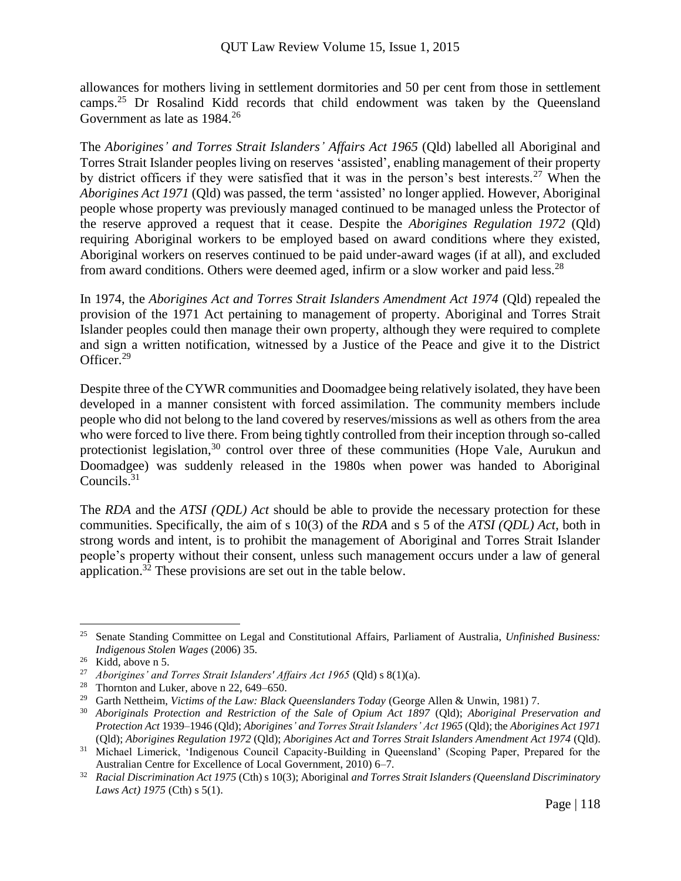allowances for mothers living in settlement dormitories and 50 per cent from those in settlement camps.[25] Dr Rosalind Kidd records that child endowment was taken by the Queensland Government as late as 1984.[26]

The *Aborigines' and Torres Strait Islanders' Affairs Act 1965* (Qld) labelled all Aboriginal and Torres Strait Islander peoples living on reserves 'assisted', enabling management of their property by district officers if they were satisfied that it was in the person's best interests.[27] When the *Aborigines Act 1971* (Qld) was passed, the term 'assisted' no longer applied. However, Aboriginal people whose property was previously managed continued to be managed unless the Protector of the reserve approved a request that it cease. Despite the *Aborigines Regulation 1972* (Qld) requiring Aboriginal workers to be employed based on award conditions where they existed, Aboriginal workers on reserves continued to be paid under-award wages (if at all), and excluded from award conditions. Others were deemed aged, infirm or a slow worker and paid less.[28]

In 1974, the *Aborigines Act and Torres Strait Islanders Amendment Act 1974* (Qld) repealed the provision of the 1971 Act pertaining to management of property. Aboriginal and Torres Strait Islander peoples could then manage their own property, although they were required to complete and sign a written notification, witnessed by a Justice of the Peace and give it to the District Officer.[29]

Despite three of the CYWR communities and Doomadgee being relatively isolated, they have been developed in a manner consistent with forced assimilation. The community members include people who did not belong to the land covered by reserves/missions as well as others from the area who were forced to live there. From being tightly controlled from their inception through so-called protectionist legislation,[30] control over three of these communities (Hope Vale, Aurukun and Doomadgee) was suddenly released in the 1980s when power was handed to Aboriginal Councils.[31]

The *RDA* and the *ATSI (QDL) Act* should be able to provide the necessary protection for these communities. Specifically, the aim of s 10(3) of the *RDA* and s 5 of the *ATSI (QDL) Act*, both in strong words and intent, is to prohibit the management of Aboriginal and Torres Strait Islander people's property without their consent, unless such management occurs under a law of general application.[32] These provisions are set out in the table below.

---

[25] Senate Standing Committee on Legal and Constitutional Affairs, Parliament of Australia, *Unfinished Business: Indigenous Stolen Wages* (2006) 35.

[26] Kidd, above n 5.

[27] *Aborigines' and Torres Strait Islanders' Affairs Act 1965* (Qld) s 8(1)(a).

[28] Thornton and Luker, above n 22, 649–650.

[29] Garth Nettheim, *Victims of the Law: Black Queenslanders Today* (George Allen & Unwin, 1981) 7.

[30] *Aboriginals Protection and Restriction of the Sale of Opium Act 1897* (Qld); *Aboriginal Preservation and Protection Act* 1939–1946 (Qld); *Aborigines' and Torres Strait Islanders' Act 1965* (Qld); the *Aborigines Act 1971* (Qld); *Aborigines Regulation 1972* (Qld); *Aborigines Act and Torres Strait Islanders Amendment Act 1974* (Qld).

[31] Michael Limerick, 'Indigenous Council Capacity-Building in Queensland' (Scoping Paper, Prepared for the Australian Centre for Excellence of Local Government, 2010) 6–7.

[32] *Racial Discrimination Act 1975* (Cth) s 10(3); Aboriginal *and Torres Strait Islanders (Queensland Discriminatory Laws Act) 1975* (Cth) s 5(1).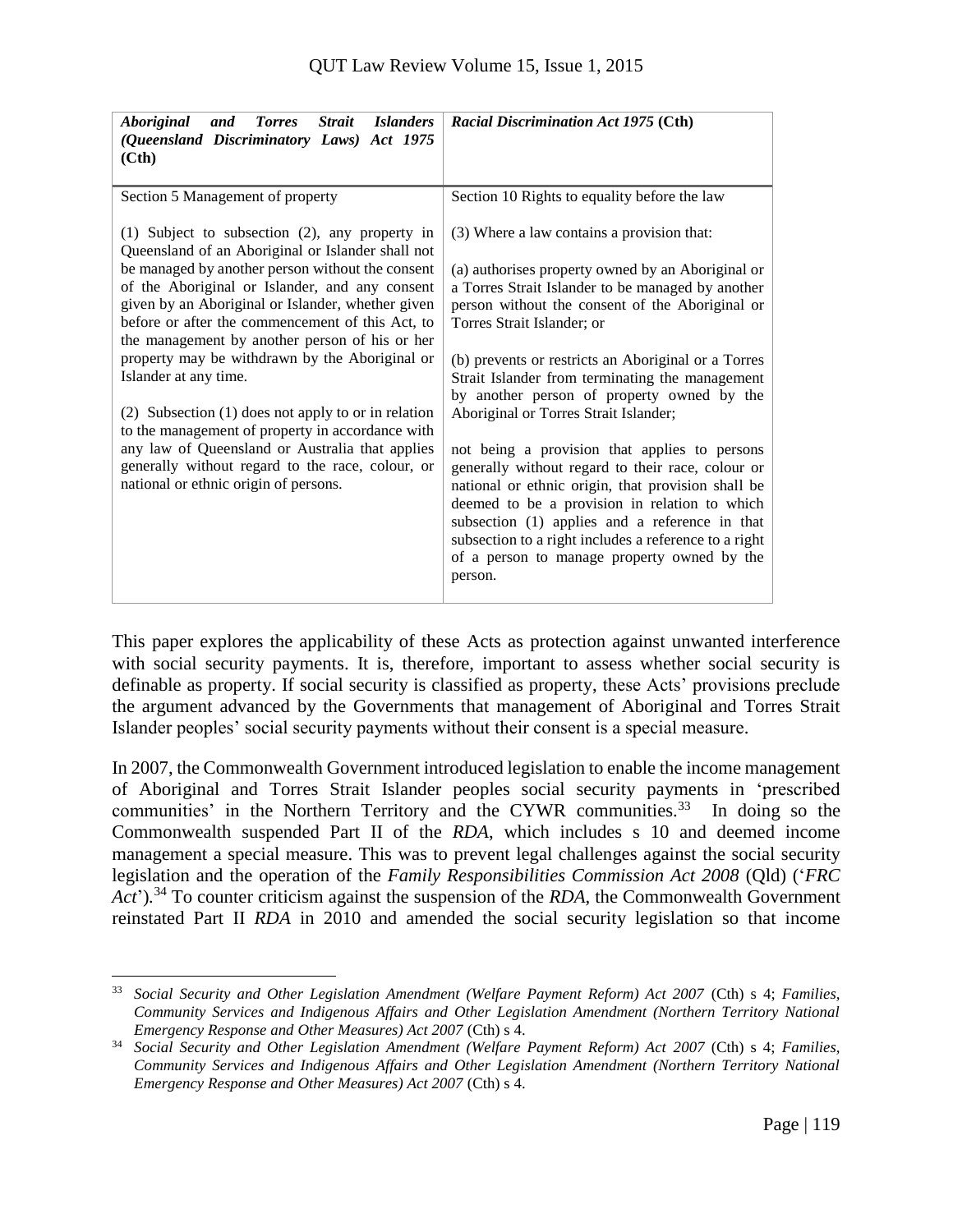| *Aboriginal and Torres Strait Islanders (Queensland Discriminatory Laws) Act 1975* (Cth) | *Racial Discrimination Act 1975* (Cth) |
|---|---|
| Section 5 Management of property<br><br>(1) Subject to subsection (2), any property in Queensland of an Aboriginal or Islander shall not be managed by another person without the consent of the Aboriginal or Islander, and any consent given by an Aboriginal or Islander, whether given before or after the commencement of this Act, to the management by another person of his or her property may be withdrawn by the Aboriginal or Islander at any time.<br><br>(2) Subsection (1) does not apply to or in relation to the management of property in accordance with any law of Queensland or Australia that applies generally without regard to the race, colour, or national or ethnic origin of persons. | Section 10 Rights to equality before the law<br><br>(3) Where a law contains a provision that:<br><br>(a) authorises property owned by an Aboriginal or a Torres Strait Islander to be managed by another person without the consent of the Aboriginal or Torres Strait Islander; or<br><br>(b) prevents or restricts an Aboriginal or a Torres Strait Islander from terminating the management by another person of property owned by the Aboriginal or Torres Strait Islander;<br><br>not being a provision that applies to persons generally without regard to their race, colour or national or ethnic origin, that provision shall be deemed to be a provision in relation to which subsection (1) applies and a reference in that subsection to a right includes a reference to a right of a person to manage property owned by the person. |

This paper explores the applicability of these Acts as protection against unwanted interference with social security payments. It is, therefore, important to assess whether social security is definable as property. If social security is classified as property, these Acts' provisions preclude the argument advanced by the Governments that management of Aboriginal and Torres Strait Islander peoples' social security payments without their consent is a special measure.

In 2007, the Commonwealth Government introduced legislation to enable the income management of Aboriginal and Torres Strait Islander peoples social security payments in 'prescribed communities' in the Northern Territory and the CYWR communities.[33] In doing so the Commonwealth suspended Part II of the *RDA*, which includes s 10 and deemed income management a special measure. This was to prevent legal challenges against the social security legislation and the operation of the *Family Responsibilities Commission Act 2008* (Qld) ('*FRC Act*').[34] To counter criticism against the suspension of the *RDA*, the Commonwealth Government reinstated Part II *RDA* in 2010 and amended the social security legislation so that income

[33] *Social Security and Other Legislation Amendment (Welfare Payment Reform) Act 2007* (Cth) s 4; *Families, Community Services and Indigenous Affairs and Other Legislation Amendment (Northern Territory National Emergency Response and Other Measures) Act 2007* (Cth) s 4.

[34] *Social Security and Other Legislation Amendment (Welfare Payment Reform) Act 2007* (Cth) s 4; *Families, Community Services and Indigenous Affairs and Other Legislation Amendment (Northern Territory National Emergency Response and Other Measures) Act 2007* (Cth) s 4.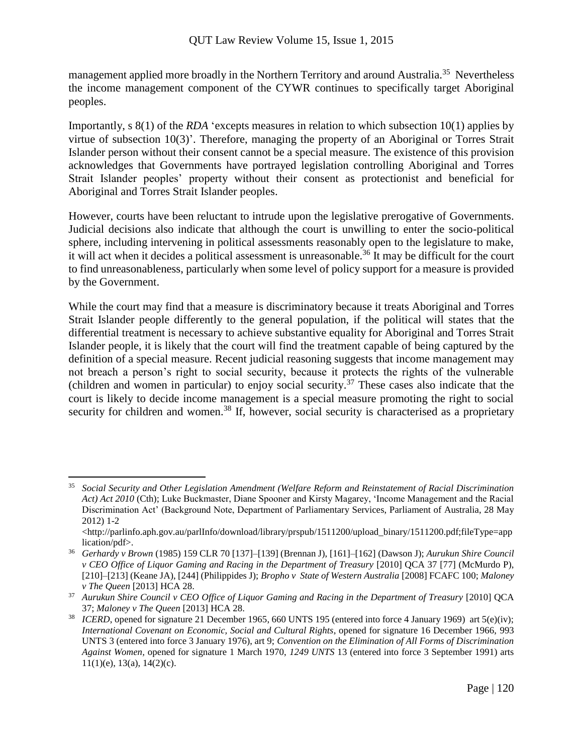management applied more broadly in the Northern Territory and around Australia.[35] Nevertheless the income management component of the CYWR continues to specifically target Aboriginal peoples.

Importantly, s 8(1) of the *RDA* 'excepts measures in relation to which subsection 10(1) applies by virtue of subsection 10(3)'. Therefore, managing the property of an Aboriginal or Torres Strait Islander person without their consent cannot be a special measure. The existence of this provision acknowledges that Governments have portrayed legislation controlling Aboriginal and Torres Strait Islander peoples' property without their consent as protectionist and beneficial for Aboriginal and Torres Strait Islander peoples.

However, courts have been reluctant to intrude upon the legislative prerogative of Governments. Judicial decisions also indicate that although the court is unwilling to enter the socio-political sphere, including intervening in political assessments reasonably open to the legislature to make, it will act when it decides a political assessment is unreasonable.[36] It may be difficult for the court to find unreasonableness, particularly when some level of policy support for a measure is provided by the Government.

While the court may find that a measure is discriminatory because it treats Aboriginal and Torres Strait Islander people differently to the general population, if the political will states that the differential treatment is necessary to achieve substantive equality for Aboriginal and Torres Strait Islander people, it is likely that the court will find the treatment capable of being captured by the definition of a special measure. Recent judicial reasoning suggests that income management may not breach a person's right to social security, because it protects the rights of the vulnerable (children and women in particular) to enjoy social security.[37] These cases also indicate that the court is likely to decide income management is a special measure promoting the right to social security for children and women.[38] If, however, social security is characterised as a proprietary

---

[35] *Social Security and Other Legislation Amendment (Welfare Reform and Reinstatement of Racial Discrimination Act) Act 2010* (Cth); Luke Buckmaster, Diane Spooner and Kirsty Magarey, 'Income Management and the Racial Discrimination Act' (Background Note, Department of Parliamentary Services, Parliament of Australia, 28 May 2012) 1-2 <http://parlinfo.aph.gov.au/parlInfo/download/library/prspub/1511200/upload_binary/1511200.pdf;fileType=application/pdf>.

[36] *Gerhardy v Brown* (1985) 159 CLR 70 [137]–[139] (Brennan J), [161]–[162] (Dawson J); *Aurukun Shire Council v CEO Office of Liquor Gaming and Racing in the Department of Treasury* [2010] QCA 37 [77] (McMurdo P), [210]–[213] (Keane JA), [244] (Philippides J); *Bropho v State of Western Australia* [2008] FCAFC 100; *Maloney v The Queen* [2013] HCA 28.

[37] *Aurukun Shire Council v CEO Office of Liquor Gaming and Racing in the Department of Treasury* [2010] QCA 37; *Maloney v The Queen* [2013] HCA 28.

[38] *ICERD*, opened for signature 21 December 1965, 660 UNTS 195 (entered into force 4 January 1969) art 5(e)(iv); *International Covenant on Economic, Social and Cultural Rights*, opened for signature 16 December 1966, 993 UNTS 3 (entered into force 3 January 1976), art 9; *Convention on the Elimination of All Forms of Discrimination Against Women*, opened for signature 1 March 1970, *1249 UNTS* 13 (entered into force 3 September 1991) arts 11(1)(e), 13(a), 14(2)(c).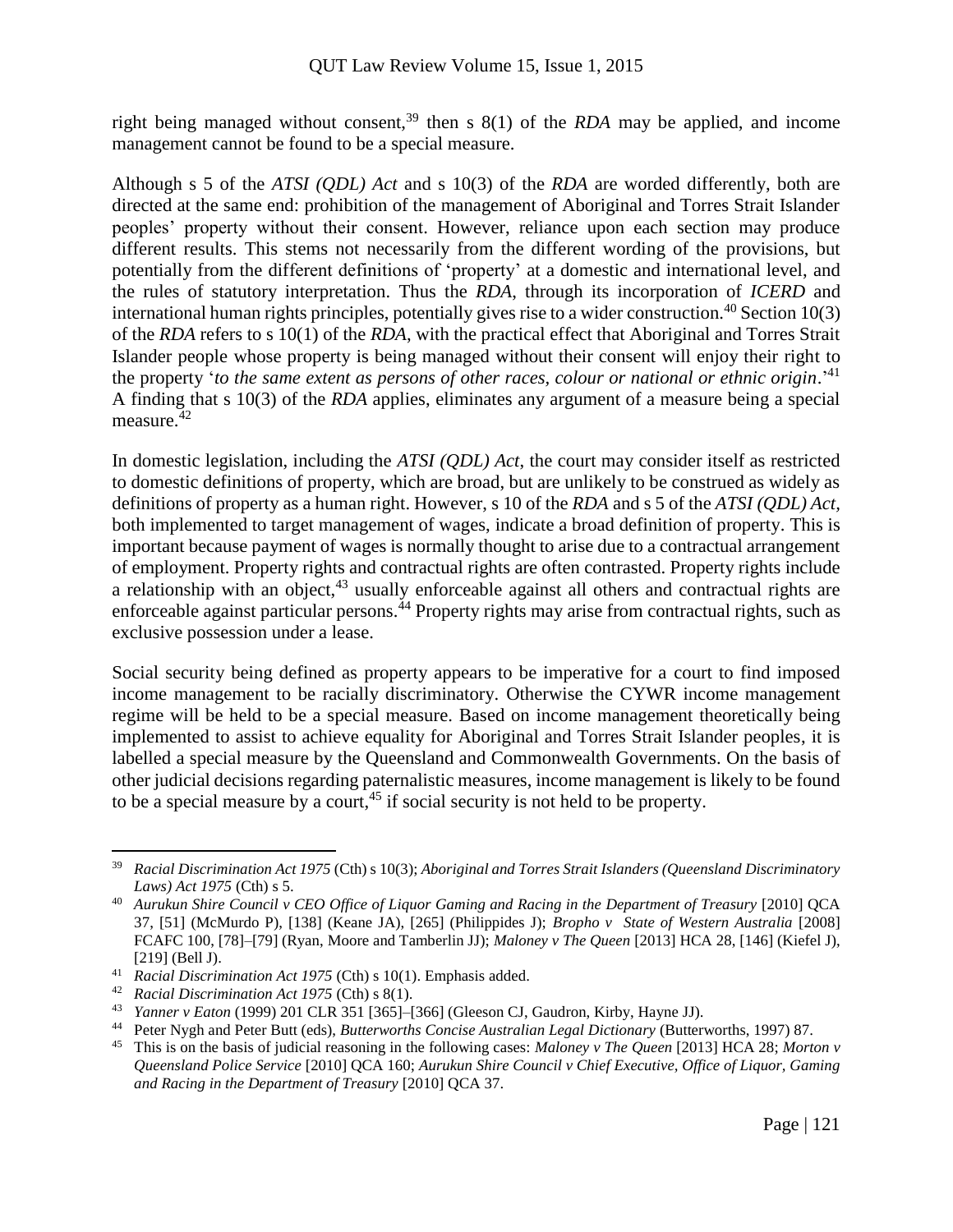right being managed without consent,[39] then s 8(1) of the *RDA* may be applied, and income management cannot be found to be a special measure.

Although s 5 of the *ATSI (QDL) Act* and s 10(3) of the *RDA* are worded differently, both are directed at the same end: prohibition of the management of Aboriginal and Torres Strait Islander peoples' property without their consent. However, reliance upon each section may produce different results. This stems not necessarily from the different wording of the provisions, but potentially from the different definitions of 'property' at a domestic and international level, and the rules of statutory interpretation. Thus the *RDA*, through its incorporation of *ICERD* and international human rights principles, potentially gives rise to a wider construction.[40] Section 10(3) of the *RDA* refers to s 10(1) of the *RDA*, with the practical effect that Aboriginal and Torres Strait Islander people whose property is being managed without their consent will enjoy their right to the property '*to the same extent as persons of other races, colour or national or ethnic origin*.'[41] A finding that s 10(3) of the *RDA* applies, eliminates any argument of a measure being a special measure.[42]

In domestic legislation, including the *ATSI (QDL) Act*, the court may consider itself as restricted to domestic definitions of property, which are broad, but are unlikely to be construed as widely as definitions of property as a human right. However, s 10 of the *RDA* and s 5 of the *ATSI (QDL) Act*, both implemented to target management of wages, indicate a broad definition of property. This is important because payment of wages is normally thought to arise due to a contractual arrangement of employment. Property rights and contractual rights are often contrasted. Property rights include a relationship with an object,[43] usually enforceable against all others and contractual rights are enforceable against particular persons.[44] Property rights may arise from contractual rights, such as exclusive possession under a lease.

Social security being defined as property appears to be imperative for a court to find imposed income management to be racially discriminatory. Otherwise the CYWR income management regime will be held to be a special measure. Based on income management theoretically being implemented to assist to achieve equality for Aboriginal and Torres Strait Islander peoples, it is labelled a special measure by the Queensland and Commonwealth Governments. On the basis of other judicial decisions regarding paternalistic measures, income management is likely to be found to be a special measure by a court,[45] if social security is not held to be property.

---

[39] *Racial Discrimination Act 1975* (Cth) s 10(3); *Aboriginal and Torres Strait Islanders (Queensland Discriminatory Laws) Act 1975* (Cth) s 5.

[40] *Aurukun Shire Council v CEO Office of Liquor Gaming and Racing in the Department of Treasury* [2010] QCA 37, [51] (McMurdo P), [138] (Keane JA), [265] (Philippides J); *Bropho v State of Western Australia* [2008] FCAFC 100, [78]–[79] (Ryan, Moore and Tamberlin JJ); *Maloney v The Queen* [2013] HCA 28, [146] (Kiefel J), [219] (Bell J).

[41] *Racial Discrimination Act 1975* (Cth) s 10(1). Emphasis added.

[42] *Racial Discrimination Act 1975* (Cth) s 8(1).

[43] *Yanner v Eaton* (1999) 201 CLR 351 [365]–[366] (Gleeson CJ, Gaudron, Kirby, Hayne JJ).

[44] Peter Nygh and Peter Butt (eds), *Butterworths Concise Australian Legal Dictionary* (Butterworths, 1997) 87.

[45] This is on the basis of judicial reasoning in the following cases: *Maloney v The Queen* [2013] HCA 28; *Morton v Queensland Police Service* [2010] QCA 160; *Aurukun Shire Council v Chief Executive, Office of Liquor, Gaming and Racing in the Department of Treasury* [2010] QCA 37.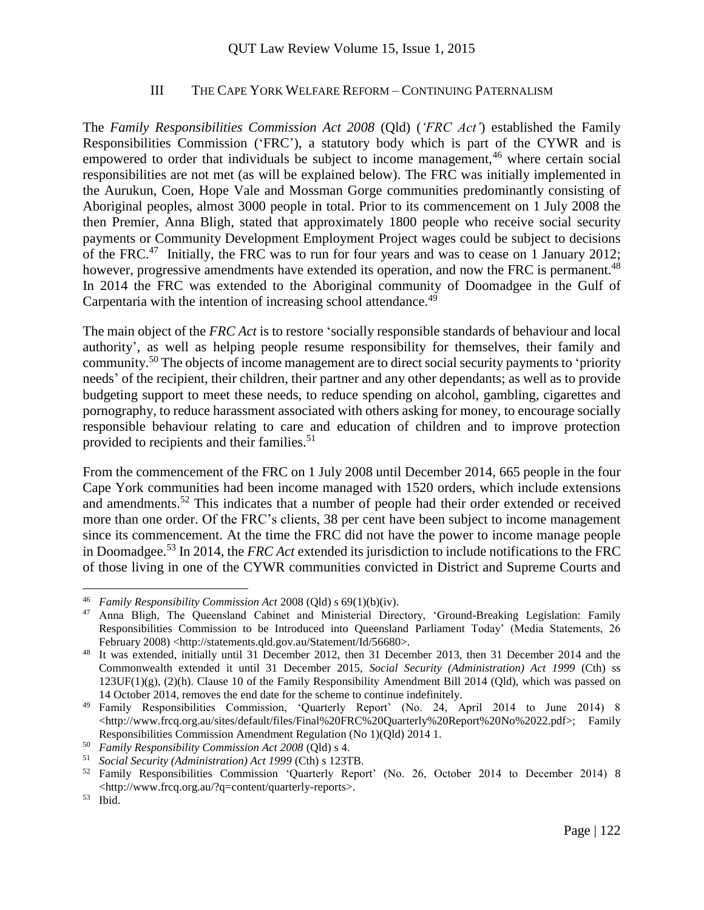## III The Cape York Welfare Reform – Continuing Paternalism

The *Family Responsibilities Commission Act 2008* (Qld) (*'FRC Act'*) established the Family Responsibilities Commission ('FRC'), a statutory body which is part of the CYWR and is empowered to order that individuals be subject to income management,[46] where certain social responsibilities are not met (as will be explained below). The FRC was initially implemented in the Aurukun, Coen, Hope Vale and Mossman Gorge communities predominantly consisting of Aboriginal peoples, almost 3000 people in total. Prior to its commencement on 1 July 2008 the then Premier, Anna Bligh, stated that approximately 1800 people who receive social security payments or Community Development Employment Project wages could be subject to decisions of the FRC.[47] Initially, the FRC was to run for four years and was to cease on 1 January 2012; however, progressive amendments have extended its operation, and now the FRC is permanent.[48] In 2014 the FRC was extended to the Aboriginal community of Doomadgee in the Gulf of Carpentaria with the intention of increasing school attendance.[49]

The main object of the *FRC Act* is to restore 'socially responsible standards of behaviour and local authority', as well as helping people resume responsibility for themselves, their family and community.[50] The objects of income management are to direct social security payments to 'priority needs' of the recipient, their children, their partner and any other dependants; as well as to provide budgeting support to meet these needs, to reduce spending on alcohol, gambling, cigarettes and pornography, to reduce harassment associated with others asking for money, to encourage socially responsible behaviour relating to care and education of children and to improve protection provided to recipients and their families.[51]

From the commencement of the FRC on 1 July 2008 until December 2014, 665 people in the four Cape York communities had been income managed with 1520 orders, which include extensions and amendments.[52] This indicates that a number of people had their order extended or received more than one order. Of the FRC's clients, 38 per cent have been subject to income management since its commencement. At the time the FRC did not have the power to income manage people in Doomadgee.[53] In 2014, the *FRC Act* extended its jurisdiction to include notifications to the FRC of those living in one of the CYWR communities convicted in District and Supreme Courts and

---

[46] *Family Responsibility Commission Act* 2008 (Qld) s 69(1)(b)(iv).

[47] Anna Bligh, The Queensland Cabinet and Ministerial Directory, 'Ground-Breaking Legislation: Family Responsibilities Commission to be Introduced into Queensland Parliament Today' (Media Statements, 26 February 2008) <http://statements.qld.gov.au/Statement/Id/56680>.

[48] It was extended, initially until 31 December 2012, then 31 December 2013, then 31 December 2014 and the Commonwealth extended it until 31 December 2015, *Social Security (Administration) Act 1999* (Cth) ss 123UF(1)(g), (2)(h). Clause 10 of the Family Responsibility Amendment Bill 2014 (Qld), which was passed on 14 October 2014, removes the end date for the scheme to continue indefinitely.

[49] Family Responsibilities Commission, 'Quarterly Report' (No. 24, April 2014 to June 2014) 8 <http://www.frcq.org.au/sites/default/files/Final%20FRC%20Quarterly%20Report%20No%2022.pdf>; Family Responsibilities Commission Amendment Regulation (No 1)(Qld) 2014 1.

[50] *Family Responsibility Commission Act 2008* (Qld) s 4.

[51] *Social Security (Administration) Act 1999* (Cth) s 123TB.

[52] Family Responsibilities Commission 'Quarterly Report' (No. 26, October 2014 to December 2014) 8 <http://www.frcq.org.au/?q=content/quarterly-reports>.

[53] Ibid.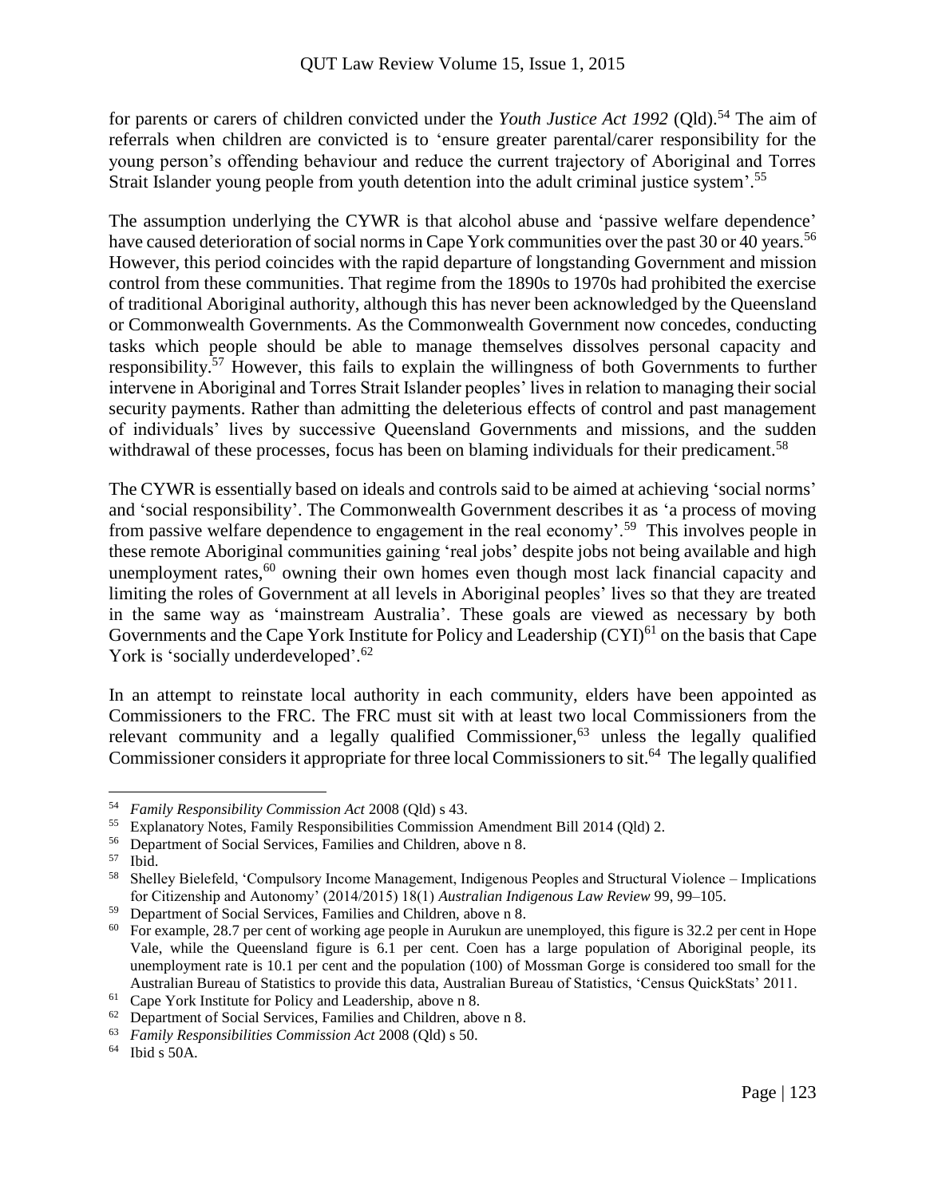for parents or carers of children convicted under the *Youth Justice Act 1992* (Qld).[54] The aim of referrals when children are convicted is to 'ensure greater parental/carer responsibility for the young person's offending behaviour and reduce the current trajectory of Aboriginal and Torres Strait Islander young people from youth detention into the adult criminal justice system'.[55]

The assumption underlying the CYWR is that alcohol abuse and 'passive welfare dependence' have caused deterioration of social norms in Cape York communities over the past 30 or 40 years.[56] However, this period coincides with the rapid departure of longstanding Government and mission control from these communities. That regime from the 1890s to 1970s had prohibited the exercise of traditional Aboriginal authority, although this has never been acknowledged by the Queensland or Commonwealth Governments. As the Commonwealth Government now concedes, conducting tasks which people should be able to manage themselves dissolves personal capacity and responsibility.[57] However, this fails to explain the willingness of both Governments to further intervene in Aboriginal and Torres Strait Islander peoples' lives in relation to managing their social security payments. Rather than admitting the deleterious effects of control and past management of individuals' lives by successive Queensland Governments and missions, and the sudden withdrawal of these processes, focus has been on blaming individuals for their predicament.[58]

The CYWR is essentially based on ideals and controls said to be aimed at achieving 'social norms' and 'social responsibility'. The Commonwealth Government describes it as 'a process of moving from passive welfare dependence to engagement in the real economy'.[59] This involves people in these remote Aboriginal communities gaining 'real jobs' despite jobs not being available and high unemployment rates,[60] owning their own homes even though most lack financial capacity and limiting the roles of Government at all levels in Aboriginal peoples' lives so that they are treated in the same way as 'mainstream Australia'. These goals are viewed as necessary by both Governments and the Cape York Institute for Policy and Leadership (CYI)[61] on the basis that Cape York is 'socially underdeveloped'.[62]

In an attempt to reinstate local authority in each community, elders have been appointed as Commissioners to the FRC. The FRC must sit with at least two local Commissioners from the relevant community and a legally qualified Commissioner,[63] unless the legally qualified Commissioner considers it appropriate for three local Commissioners to sit.[64] The legally qualified

---

[54] *Family Responsibility Commission Act* 2008 (Qld) s 43.

[55] Explanatory Notes, Family Responsibilities Commission Amendment Bill 2014 (Qld) 2.

[56] Department of Social Services, Families and Children, above n 8.

[57] Ibid.

[58] Shelley Bielefeld, 'Compulsory Income Management, Indigenous Peoples and Structural Violence – Implications for Citizenship and Autonomy' (2014/2015) 18(1) *Australian Indigenous Law Review* 99, 99–105.

[59] Department of Social Services, Families and Children, above n 8.

[60] For example, 28.7 per cent of working age people in Aurukun are unemployed, this figure is 32.2 per cent in Hope Vale, while the Queensland figure is 6.1 per cent. Coen has a large population of Aboriginal people, its unemployment rate is 10.1 per cent and the population (100) of Mossman Gorge is considered too small for the Australian Bureau of Statistics to provide this data, Australian Bureau of Statistics, 'Census QuickStats' 2011.

[61] Cape York Institute for Policy and Leadership, above n 8.

[62] Department of Social Services, Families and Children, above n 8.

[63] *Family Responsibilities Commission Act* 2008 (Qld) s 50.

[64] Ibid s 50A.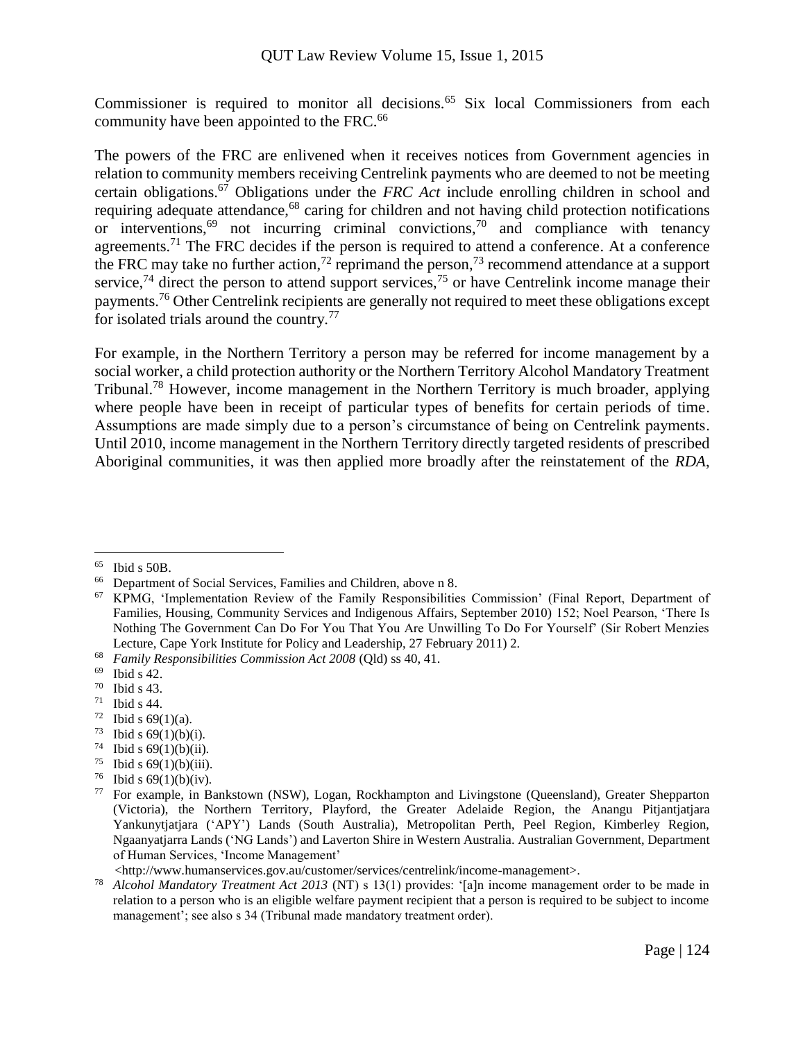Commissioner is required to monitor all decisions.[65] Six local Commissioners from each community have been appointed to the FRC.[66]

The powers of the FRC are enlivened when it receives notices from Government agencies in relation to community members receiving Centrelink payments who are deemed to not be meeting certain obligations.[67] Obligations under the *FRC Act* include enrolling children in school and requiring adequate attendance,[68] caring for children and not having child protection notifications or interventions,[69] not incurring criminal convictions,[70] and compliance with tenancy agreements.[71] The FRC decides if the person is required to attend a conference. At a conference the FRC may take no further action,[72] reprimand the person,[73] recommend attendance at a support service,[74] direct the person to attend support services,[75] or have Centrelink income manage their payments.[76] Other Centrelink recipients are generally not required to meet these obligations except for isolated trials around the country.[77]

For example, in the Northern Territory a person may be referred for income management by a social worker, a child protection authority or the Northern Territory Alcohol Mandatory Treatment Tribunal.[78] However, income management in the Northern Territory is much broader, applying where people have been in receipt of particular types of benefits for certain periods of time. Assumptions are made simply due to a person's circumstance of being on Centrelink payments. Until 2010, income management in the Northern Territory directly targeted residents of prescribed Aboriginal communities, it was then applied more broadly after the reinstatement of the *RDA*,

---

[65] Ibid s 50B.

[66] Department of Social Services, Families and Children, above n 8.

[67] KPMG, 'Implementation Review of the Family Responsibilities Commission' (Final Report, Department of Families, Housing, Community Services and Indigenous Affairs, September 2010) 152; Noel Pearson, 'There Is Nothing The Government Can Do For You That You Are Unwilling To Do For Yourself' (Sir Robert Menzies Lecture, Cape York Institute for Policy and Leadership, 27 February 2011) 2.

[68] *Family Responsibilities Commission Act 2008* (Qld) ss 40, 41.

[69] Ibid s 42.

[70] Ibid s 43.

[71] Ibid s 44.

[72] Ibid s 69(1)(a).

[73] Ibid s 69(1)(b)(i).

[74] Ibid s 69(1)(b)(ii).

[75] Ibid s 69(1)(b)(iii).

[76] Ibid s 69(1)(b)(iv).

[77] For example, in Bankstown (NSW), Logan, Rockhampton and Livingstone (Queensland), Greater Shepparton (Victoria), the Northern Territory, Playford, the Greater Adelaide Region, the Anangu Pitjantjatjara Yankunytjatjara ('APY') Lands (South Australia), Metropolitan Perth, Peel Region, Kimberley Region, Ngaanyatjarra Lands ('NG Lands') and Laverton Shire in Western Australia. Australian Government, Department of Human Services, 'Income Management' <http://www.humanservices.gov.au/customer/services/centrelink/income-management>.

[78] *Alcohol Mandatory Treatment Act 2013* (NT) s 13(1) provides: '[a]n income management order to be made in relation to a person who is an eligible welfare payment recipient that a person is required to be subject to income management'; see also s 34 (Tribunal made mandatory treatment order).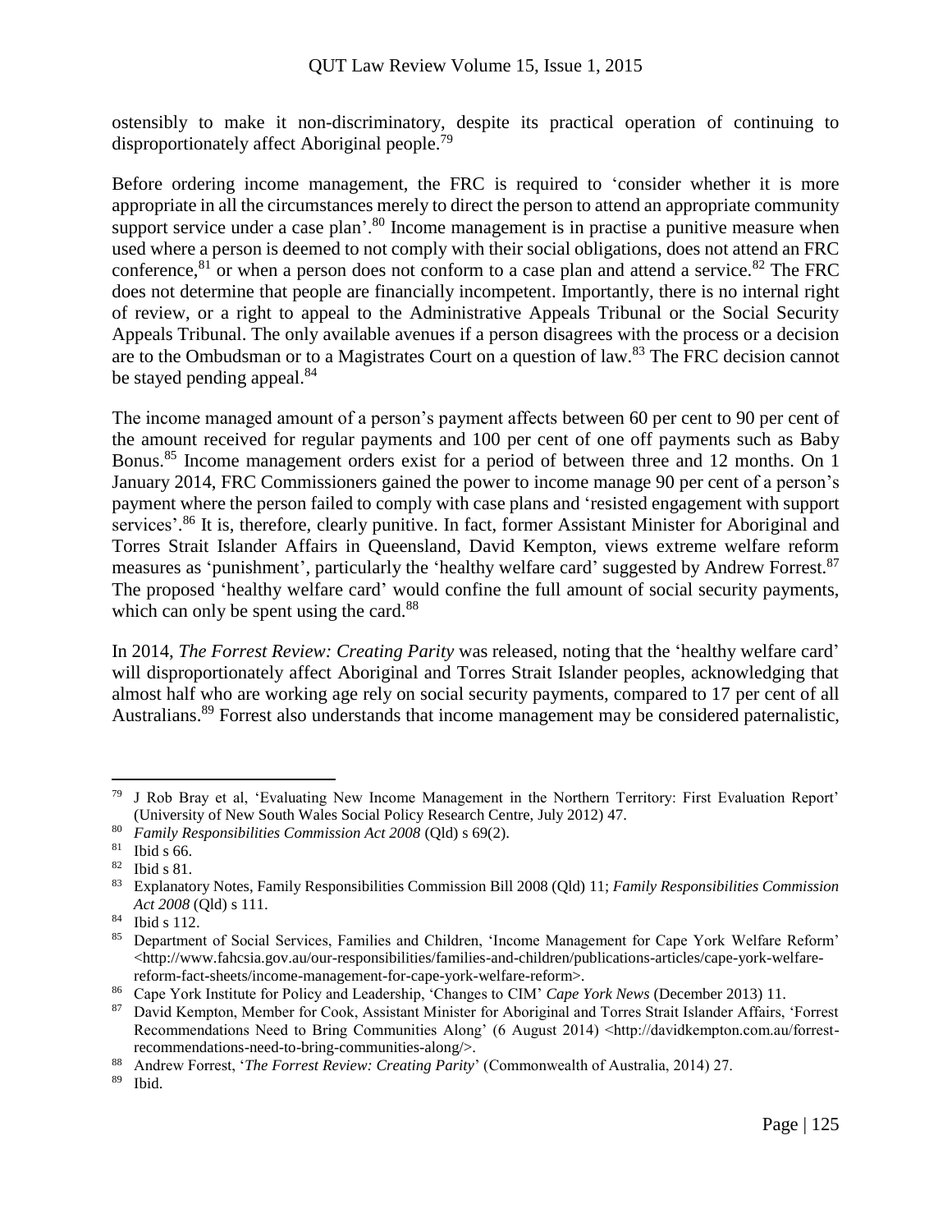ostensibly to make it non-discriminatory, despite its practical operation of continuing to disproportionately affect Aboriginal people.[79]

Before ordering income management, the FRC is required to 'consider whether it is more appropriate in all the circumstances merely to direct the person to attend an appropriate community support service under a case plan'.[80] Income management is in practise a punitive measure when used where a person is deemed to not comply with their social obligations, does not attend an FRC conference,[81] or when a person does not conform to a case plan and attend a service.[82] The FRC does not determine that people are financially incompetent. Importantly, there is no internal right of review, or a right to appeal to the Administrative Appeals Tribunal or the Social Security Appeals Tribunal. The only available avenues if a person disagrees with the process or a decision are to the Ombudsman or to a Magistrates Court on a question of law.[83] The FRC decision cannot be stayed pending appeal.[84]

The income managed amount of a person's payment affects between 60 per cent to 90 per cent of the amount received for regular payments and 100 per cent of one off payments such as Baby Bonus.[85] Income management orders exist for a period of between three and 12 months. On 1 January 2014, FRC Commissioners gained the power to income manage 90 per cent of a person's payment where the person failed to comply with case plans and 'resisted engagement with support services'.[86] It is, therefore, clearly punitive. In fact, former Assistant Minister for Aboriginal and Torres Strait Islander Affairs in Queensland, David Kempton, views extreme welfare reform measures as 'punishment', particularly the 'healthy welfare card' suggested by Andrew Forrest.[87] The proposed 'healthy welfare card' would confine the full amount of social security payments, which can only be spent using the card.[88]

In 2014, *The Forrest Review: Creating Parity* was released, noting that the 'healthy welfare card' will disproportionately affect Aboriginal and Torres Strait Islander peoples, acknowledging that almost half who are working age rely on social security payments, compared to 17 per cent of all Australians.[89] Forrest also understands that income management may be considered paternalistic,

---

[79] J Rob Bray et al, 'Evaluating New Income Management in the Northern Territory: First Evaluation Report' (University of New South Wales Social Policy Research Centre, July 2012) 47.

[80] *Family Responsibilities Commission Act 2008* (Qld) s 69(2).

[81] Ibid s 66.

[82] Ibid s 81.

[83] Explanatory Notes, Family Responsibilities Commission Bill 2008 (Qld) 11; *Family Responsibilities Commission Act 2008* (Qld) s 111.

[84] Ibid s 112.

[85] Department of Social Services, Families and Children, 'Income Management for Cape York Welfare Reform' <http://www.fahcsia.gov.au/our-responsibilities/families-and-children/publications-articles/cape-york-welfare-reform-fact-sheets/income-management-for-cape-york-welfare-reform>.

[86] Cape York Institute for Policy and Leadership, 'Changes to CIM' *Cape York News* (December 2013) 11.

[87] David Kempton, Member for Cook, Assistant Minister for Aboriginal and Torres Strait Islander Affairs, 'Forrest Recommendations Need to Bring Communities Along' (6 August 2014) <http://davidkempton.com.au/forrest-recommendations-need-to-bring-communities-along/>.

[88] Andrew Forrest, '*The Forrest Review: Creating Parity*' (Commonwealth of Australia, 2014) 27.

[89] Ibid.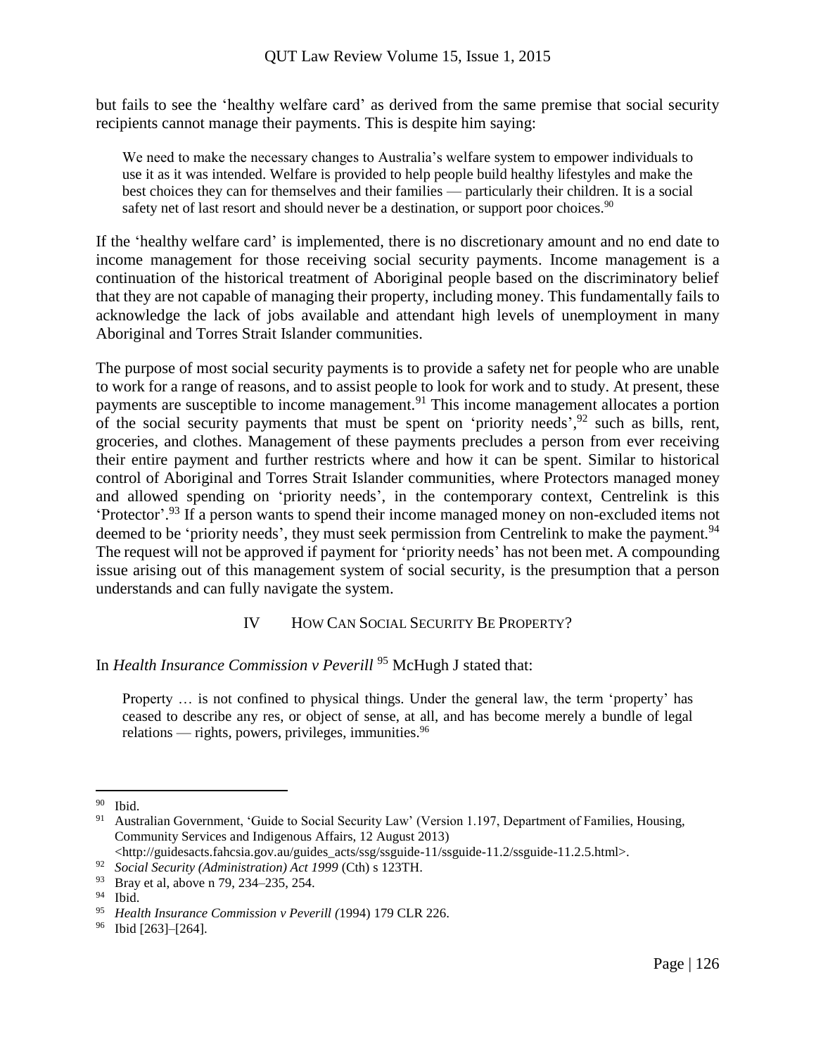but fails to see the 'healthy welfare card' as derived from the same premise that social security recipients cannot manage their payments. This is despite him saying:

> We need to make the necessary changes to Australia's welfare system to empower individuals to use it as it was intended. Welfare is provided to help people build healthy lifestyles and make the best choices they can for themselves and their families — particularly their children. It is a social safety net of last resort and should never be a destination, or support poor choices.[90]

If the 'healthy welfare card' is implemented, there is no discretionary amount and no end date to income management for those receiving social security payments. Income management is a continuation of the historical treatment of Aboriginal people based on the discriminatory belief that they are not capable of managing their property, including money. This fundamentally fails to acknowledge the lack of jobs available and attendant high levels of unemployment in many Aboriginal and Torres Strait Islander communities.

The purpose of most social security payments is to provide a safety net for people who are unable to work for a range of reasons, and to assist people to look for work and to study. At present, these payments are susceptible to income management.[91] This income management allocates a portion of the social security payments that must be spent on 'priority needs',[92] such as bills, rent, groceries, and clothes. Management of these payments precludes a person from ever receiving their entire payment and further restricts where and how it can be spent. Similar to historical control of Aboriginal and Torres Strait Islander communities, where Protectors managed money and allowed spending on 'priority needs', in the contemporary context, Centrelink is this 'Protector'.[93] If a person wants to spend their income managed money on non-excluded items not deemed to be 'priority needs', they must seek permission from Centrelink to make the payment.[94] The request will not be approved if payment for 'priority needs' has not been met. A compounding issue arising out of this management system of social security, is the presumption that a person understands and can fully navigate the system.

## IV How Can Social Security Be Property?

In *Health Insurance Commission v Peverill* [95] McHugh J stated that:

> Property … is not confined to physical things. Under the general law, the term 'property' has ceased to describe any res, or object of sense, at all, and has become merely a bundle of legal relations — rights, powers, privileges, immunities.[96]

---

[90] Ibid.

[91] Australian Government, 'Guide to Social Security Law' (Version 1.197, Department of Families, Housing, Community Services and Indigenous Affairs, 12 August 2013) <http://guidesacts.fahcsia.gov.au/guides_acts/ssg/ssguide-11/ssguide-11.2/ssguide-11.2.5.html>.

[92] *Social Security (Administration) Act 1999* (Cth) s 123TH.

[93] Bray et al, above n 79, 234–235, 254.

[94] Ibid.

[95] *Health Insurance Commission v Peverill (*1994) 179 CLR 226.

[96] Ibid [263]–[264].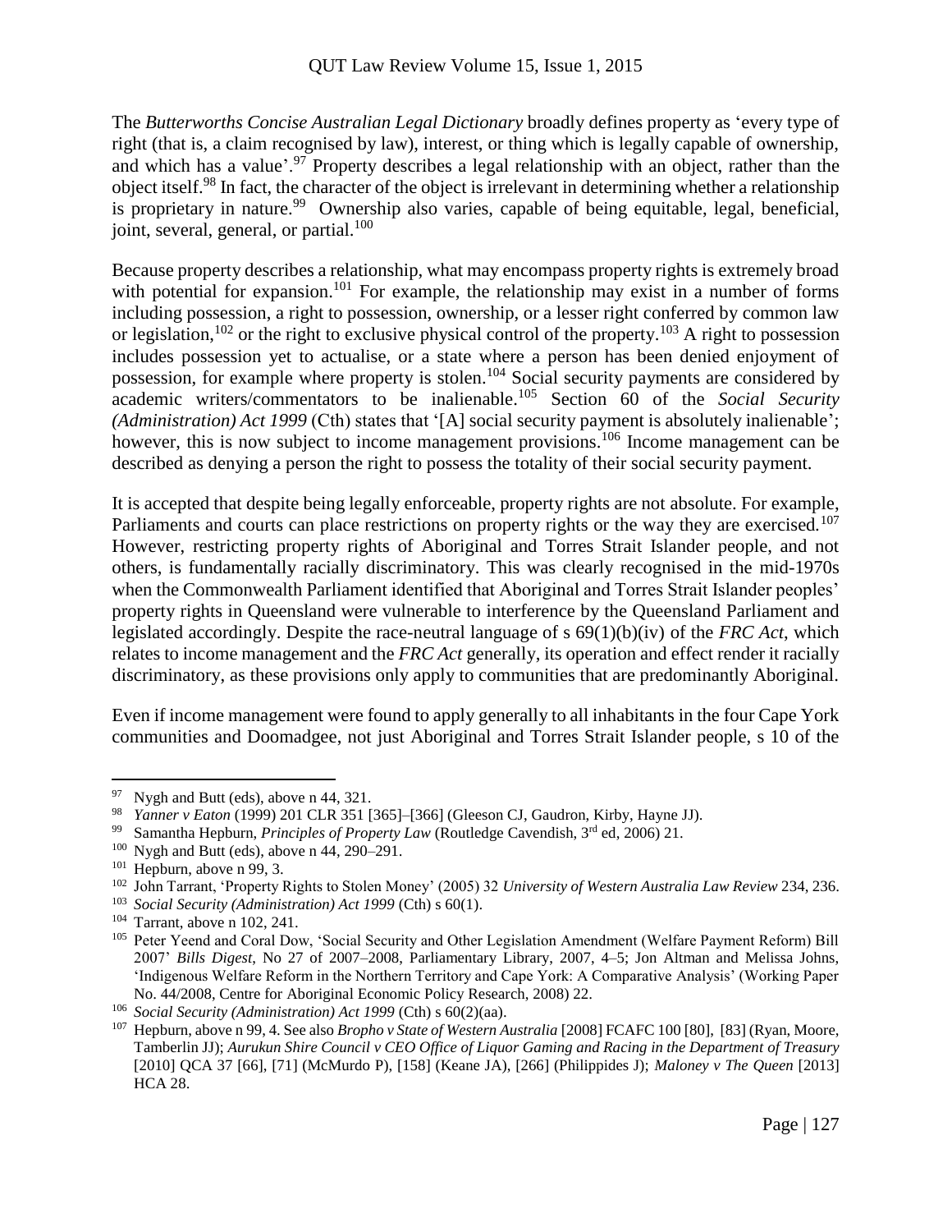The *Butterworths Concise Australian Legal Dictionary* broadly defines property as 'every type of right (that is, a claim recognised by law), interest, or thing which is legally capable of ownership, and which has a value'.[97] Property describes a legal relationship with an object, rather than the object itself.[98] In fact, the character of the object is irrelevant in determining whether a relationship is proprietary in nature.[99] Ownership also varies, capable of being equitable, legal, beneficial, joint, several, general, or partial.[100]

Because property describes a relationship, what may encompass property rights is extremely broad with potential for expansion.[101] For example, the relationship may exist in a number of forms including possession, a right to possession, ownership, or a lesser right conferred by common law or legislation,[102] or the right to exclusive physical control of the property.[103] A right to possession includes possession yet to actualise, or a state where a person has been denied enjoyment of possession, for example where property is stolen.[104] Social security payments are considered by academic writers/commentators to be inalienable.[105] Section 60 of the *Social Security (Administration) Act 1999* (Cth) states that '[A] social security payment is absolutely inalienable'; however, this is now subject to income management provisions.[106] Income management can be described as denying a person the right to possess the totality of their social security payment.

It is accepted that despite being legally enforceable, property rights are not absolute. For example, Parliaments and courts can place restrictions on property rights or the way they are exercised.[107] However, restricting property rights of Aboriginal and Torres Strait Islander people, and not others, is fundamentally racially discriminatory. This was clearly recognised in the mid-1970s when the Commonwealth Parliament identified that Aboriginal and Torres Strait Islander peoples' property rights in Queensland were vulnerable to interference by the Queensland Parliament and legislated accordingly. Despite the race-neutral language of s 69(1)(b)(iv) of the *FRC Act*, which relates to income management and the *FRC Act* generally, its operation and effect render it racially discriminatory, as these provisions only apply to communities that are predominantly Aboriginal.

Even if income management were found to apply generally to all inhabitants in the four Cape York communities and Doomadgee, not just Aboriginal and Torres Strait Islander people, s 10 of the

---

[97] Nygh and Butt (eds), above n 44, 321.

[98] *Yanner v Eaton* (1999) 201 CLR 351 [365]–[366] (Gleeson CJ, Gaudron, Kirby, Hayne JJ).

[99] Samantha Hepburn, *Principles of Property Law* (Routledge Cavendish, 3rd ed, 2006) 21.

[100] Nygh and Butt (eds), above n 44, 290–291.

[101] Hepburn, above n 99, 3.

[102] John Tarrant, 'Property Rights to Stolen Money' (2005) 32 *University of Western Australia Law Review* 234, 236.

[103] *Social Security (Administration) Act 1999* (Cth) s 60(1).

[104] Tarrant, above n 102, 241.

[105] Peter Yeend and Coral Dow, 'Social Security and Other Legislation Amendment (Welfare Payment Reform) Bill 2007' *Bills Digest*, No 27 of 2007–2008, Parliamentary Library, 2007, 4–5; Jon Altman and Melissa Johns, 'Indigenous Welfare Reform in the Northern Territory and Cape York: A Comparative Analysis' (Working Paper No. 44/2008, Centre for Aboriginal Economic Policy Research, 2008) 22.

[106] *Social Security (Administration) Act 1999* (Cth) s 60(2)(aa).

[107] Hepburn, above n 99, 4. See also *Bropho v State of Western Australia* [2008] FCAFC 100 [80], [83] (Ryan, Moore, Tamberlin JJ); *Aurukun Shire Council v CEO Office of Liquor Gaming and Racing in the Department of Treasury* [2010] QCA 37 [66], [71] (McMurdo P), [158] (Keane JA), [266] (Philippides J); *Maloney v The Queen* [2013] HCA 28.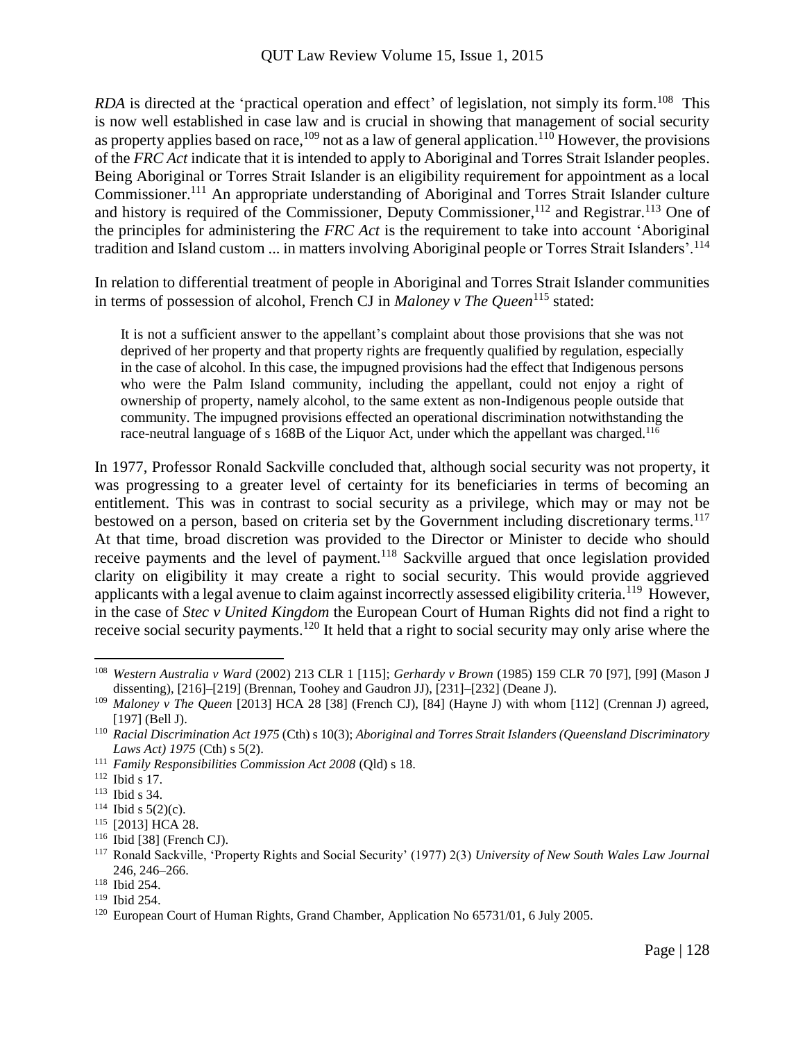*RDA* is directed at the 'practical operation and effect' of legislation, not simply its form.[108] This is now well established in case law and is crucial in showing that management of social security as property applies based on race,[109] not as a law of general application.[110] However, the provisions of the *FRC Act* indicate that it is intended to apply to Aboriginal and Torres Strait Islander peoples. Being Aboriginal or Torres Strait Islander is an eligibility requirement for appointment as a local Commissioner.[111] An appropriate understanding of Aboriginal and Torres Strait Islander culture and history is required of the Commissioner, Deputy Commissioner,[112] and Registrar.[113] One of the principles for administering the *FRC Act* is the requirement to take into account 'Aboriginal tradition and Island custom ... in matters involving Aboriginal people or Torres Strait Islanders'.[114]

In relation to differential treatment of people in Aboriginal and Torres Strait Islander communities in terms of possession of alcohol, French CJ in *Maloney v The Queen*[115] stated:

> It is not a sufficient answer to the appellant's complaint about those provisions that she was not deprived of her property and that property rights are frequently qualified by regulation, especially in the case of alcohol. In this case, the impugned provisions had the effect that Indigenous persons who were the Palm Island community, including the appellant, could not enjoy a right of ownership of property, namely alcohol, to the same extent as non-Indigenous people outside that community. The impugned provisions effected an operational discrimination notwithstanding the race-neutral language of s 168B of the Liquor Act, under which the appellant was charged.[116]

In 1977, Professor Ronald Sackville concluded that, although social security was not property, it was progressing to a greater level of certainty for its beneficiaries in terms of becoming an entitlement. This was in contrast to social security as a privilege, which may or may not be bestowed on a person, based on criteria set by the Government including discretionary terms.[117] At that time, broad discretion was provided to the Director or Minister to decide who should receive payments and the level of payment.[118] Sackville argued that once legislation provided clarity on eligibility it may create a right to social security. This would provide aggrieved applicants with a legal avenue to claim against incorrectly assessed eligibility criteria.[119] However, in the case of *Stec v United Kingdom* the European Court of Human Rights did not find a right to receive social security payments.[120] It held that a right to social security may only arise where the

---

[108] *Western Australia v Ward* (2002) 213 CLR 1 [115]; *Gerhardy v Brown* (1985) 159 CLR 70 [97], [99] (Mason J dissenting), [216]–[219] (Brennan, Toohey and Gaudron JJ), [231]–[232] (Deane J).

[109] *Maloney v The Queen* [2013] HCA 28 [38] (French CJ), [84] (Hayne J) with whom [112] (Crennan J) agreed, [197] (Bell J).

[110] *Racial Discrimination Act 1975* (Cth) s 10(3); *Aboriginal and Torres Strait Islanders (Queensland Discriminatory Laws Act) 1975* (Cth) s 5(2).

[111] *Family Responsibilities Commission Act 2008* (Qld) s 18.

[112] Ibid s 17.

[113] Ibid s 34.

[114] Ibid s 5(2)(c).

[115] [2013] HCA 28.

[116] Ibid [38] (French CJ).

[117] Ronald Sackville, 'Property Rights and Social Security' (1977) 2(3) *University of New South Wales Law Journal* 246, 246–266.

[118] Ibid 254.

[119] Ibid 254.

[120] European Court of Human Rights, Grand Chamber, Application No 65731/01, 6 July 2005.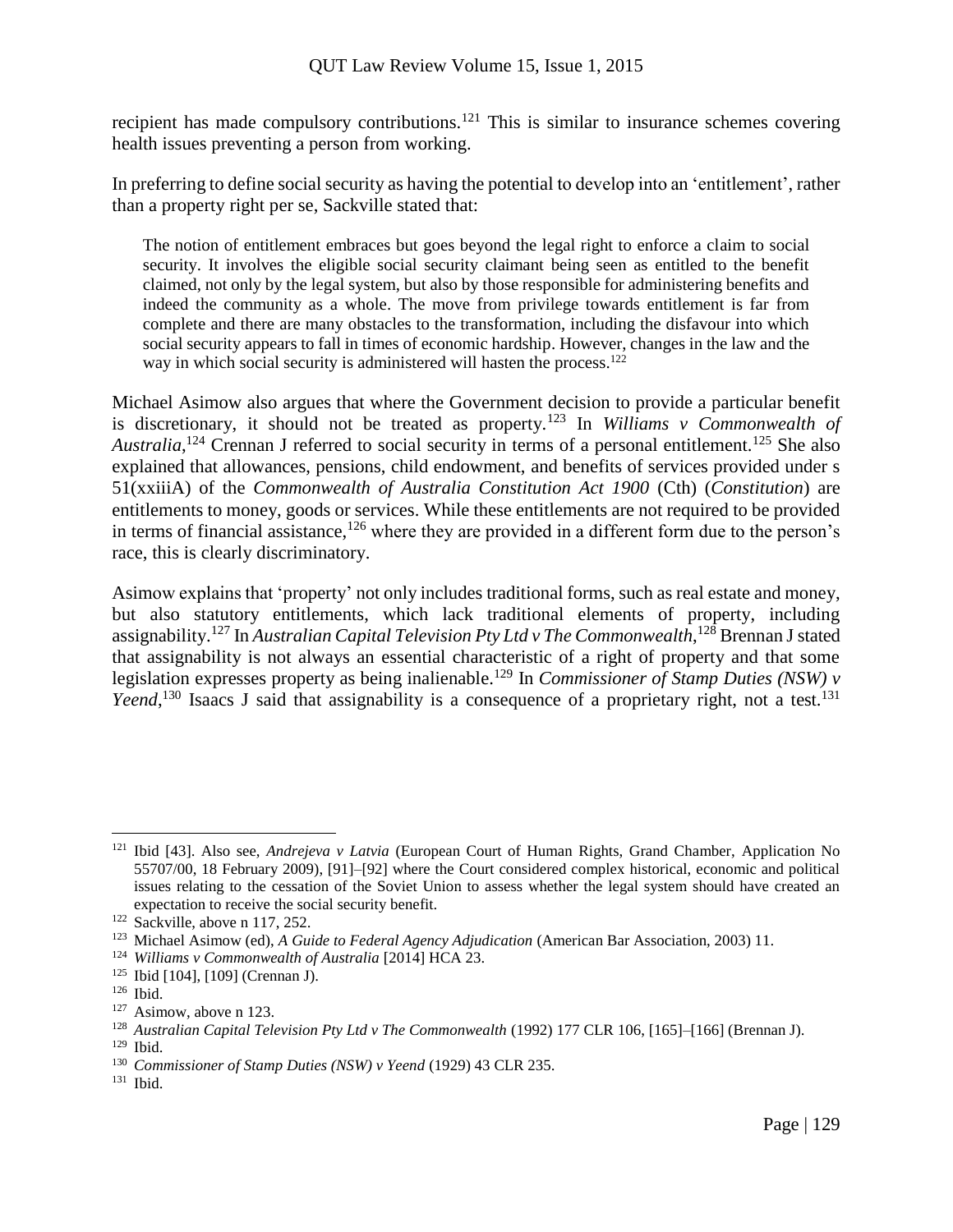recipient has made compulsory contributions.[121] This is similar to insurance schemes covering health issues preventing a person from working.

In preferring to define social security as having the potential to develop into an 'entitlement', rather than a property right per se, Sackville stated that:

> The notion of entitlement embraces but goes beyond the legal right to enforce a claim to social security. It involves the eligible social security claimant being seen as entitled to the benefit claimed, not only by the legal system, but also by those responsible for administering benefits and indeed the community as a whole. The move from privilege towards entitlement is far from complete and there are many obstacles to the transformation, including the disfavour into which social security appears to fall in times of economic hardship. However, changes in the law and the way in which social security is administered will hasten the process.[122]

Michael Asimow also argues that where the Government decision to provide a particular benefit is discretionary, it should not be treated as property.[123] In *Williams v Commonwealth of Australia*,[124] Crennan J referred to social security in terms of a personal entitlement.[125] She also explained that allowances, pensions, child endowment, and benefits of services provided under s 51(xxiiiA) of the *Commonwealth of Australia Constitution Act 1900* (Cth) (*Constitution*) are entitlements to money, goods or services. While these entitlements are not required to be provided in terms of financial assistance,[126] where they are provided in a different form due to the person's race, this is clearly discriminatory.

Asimow explains that 'property' not only includes traditional forms, such as real estate and money, but also statutory entitlements, which lack traditional elements of property, including assignability.[127] In *Australian Capital Television Pty Ltd v The Commonwealth*,[128] Brennan J stated that assignability is not always an essential characteristic of a right of property and that some legislation expresses property as being inalienable.[129] In *Commissioner of Stamp Duties (NSW) v Yeend*,[130] Isaacs J said that assignability is a consequence of a proprietary right, not a test.[131]

---

[121] Ibid [43]. Also see, *Andrejeva v Latvia* (European Court of Human Rights, Grand Chamber, Application No 55707/00, 18 February 2009), [91]–[92] where the Court considered complex historical, economic and political issues relating to the cessation of the Soviet Union to assess whether the legal system should have created an expectation to receive the social security benefit.

[122] Sackville, above n 117, 252.

[123] Michael Asimow (ed), *A Guide to Federal Agency Adjudication* (American Bar Association, 2003) 11.

[124] *Williams v Commonwealth of Australia* [2014] HCA 23.

[125] Ibid [104], [109] (Crennan J).

[126] Ibid.

[127] Asimow, above n 123.

[128] *Australian Capital Television Pty Ltd v The Commonwealth* (1992) 177 CLR 106, [165]–[166] (Brennan J).

[129] Ibid.

[130] *Commissioner of Stamp Duties (NSW) v Yeend* (1929) 43 CLR 235.

[131] Ibid.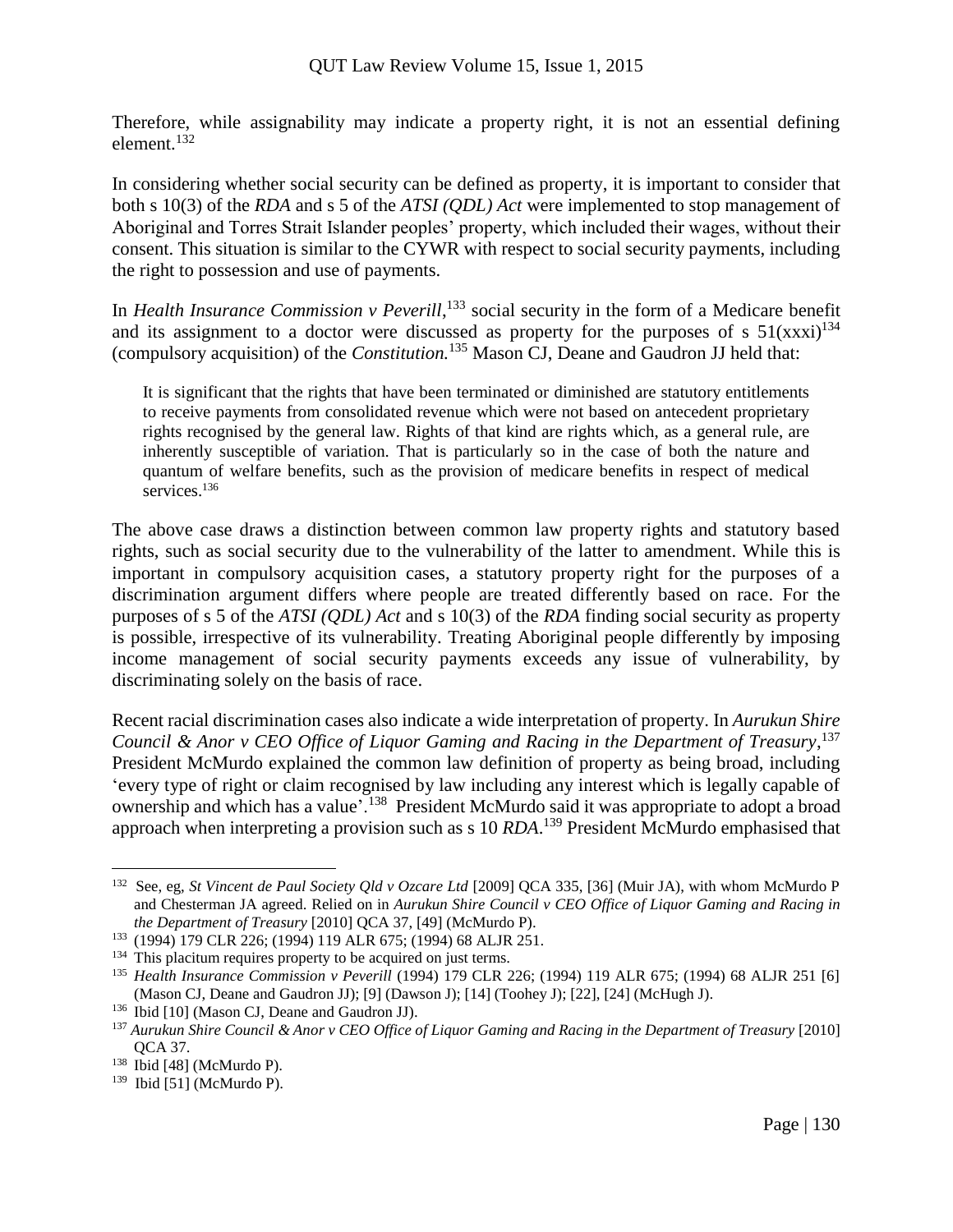Therefore, while assignability may indicate a property right, it is not an essential defining element.[132]

In considering whether social security can be defined as property, it is important to consider that both s 10(3) of the *RDA* and s 5 of the *ATSI (QDL) Act* were implemented to stop management of Aboriginal and Torres Strait Islander peoples' property, which included their wages, without their consent. This situation is similar to the CYWR with respect to social security payments, including the right to possession and use of payments.

In *Health Insurance Commission v Peverill*,[133] social security in the form of a Medicare benefit and its assignment to a doctor were discussed as property for the purposes of s 51(xxxi)[134] (compulsory acquisition) of the *Constitution.*[135] Mason CJ, Deane and Gaudron JJ held that:

> It is significant that the rights that have been terminated or diminished are statutory entitlements to receive payments from consolidated revenue which were not based on antecedent proprietary rights recognised by the general law. Rights of that kind are rights which, as a general rule, are inherently susceptible of variation. That is particularly so in the case of both the nature and quantum of welfare benefits, such as the provision of medicare benefits in respect of medical services.[136]

The above case draws a distinction between common law property rights and statutory based rights, such as social security due to the vulnerability of the latter to amendment. While this is important in compulsory acquisition cases, a statutory property right for the purposes of a discrimination argument differs where people are treated differently based on race. For the purposes of s 5 of the *ATSI (QDL) Act* and s 10(3) of the *RDA* finding social security as property is possible, irrespective of its vulnerability. Treating Aboriginal people differently by imposing income management of social security payments exceeds any issue of vulnerability, by discriminating solely on the basis of race.

Recent racial discrimination cases also indicate a wide interpretation of property. In *Aurukun Shire Council & Anor v CEO Office of Liquor Gaming and Racing in the Department of Treasury*,[137] President McMurdo explained the common law definition of property as being broad, including 'every type of right or claim recognised by law including any interest which is legally capable of ownership and which has a value'.[138] President McMurdo said it was appropriate to adopt a broad approach when interpreting a provision such as s 10 *RDA*.[139] President McMurdo emphasised that

---

[132] See, eg, *St Vincent de Paul Society Qld v Ozcare Ltd* [2009] QCA 335, [36] (Muir JA), with whom McMurdo P and Chesterman JA agreed. Relied on in *Aurukun Shire Council v CEO Office of Liquor Gaming and Racing in the Department of Treasury* [2010] QCA 37, [49] (McMurdo P).

[133] (1994) 179 CLR 226; (1994) 119 ALR 675; (1994) 68 ALJR 251.

[134] This placitum requires property to be acquired on just terms.

[135] *Health Insurance Commission v Peverill* (1994) 179 CLR 226; (1994) 119 ALR 675; (1994) 68 ALJR 251 [6] (Mason CJ, Deane and Gaudron JJ); [9] (Dawson J); [14] (Toohey J); [22], [24] (McHugh J).

[136] Ibid [10] (Mason CJ, Deane and Gaudron JJ).

[137] *Aurukun Shire Council & Anor v CEO Office of Liquor Gaming and Racing in the Department of Treasury* [2010] QCA 37.

[138] Ibid [48] (McMurdo P).

[139] Ibid [51] (McMurdo P).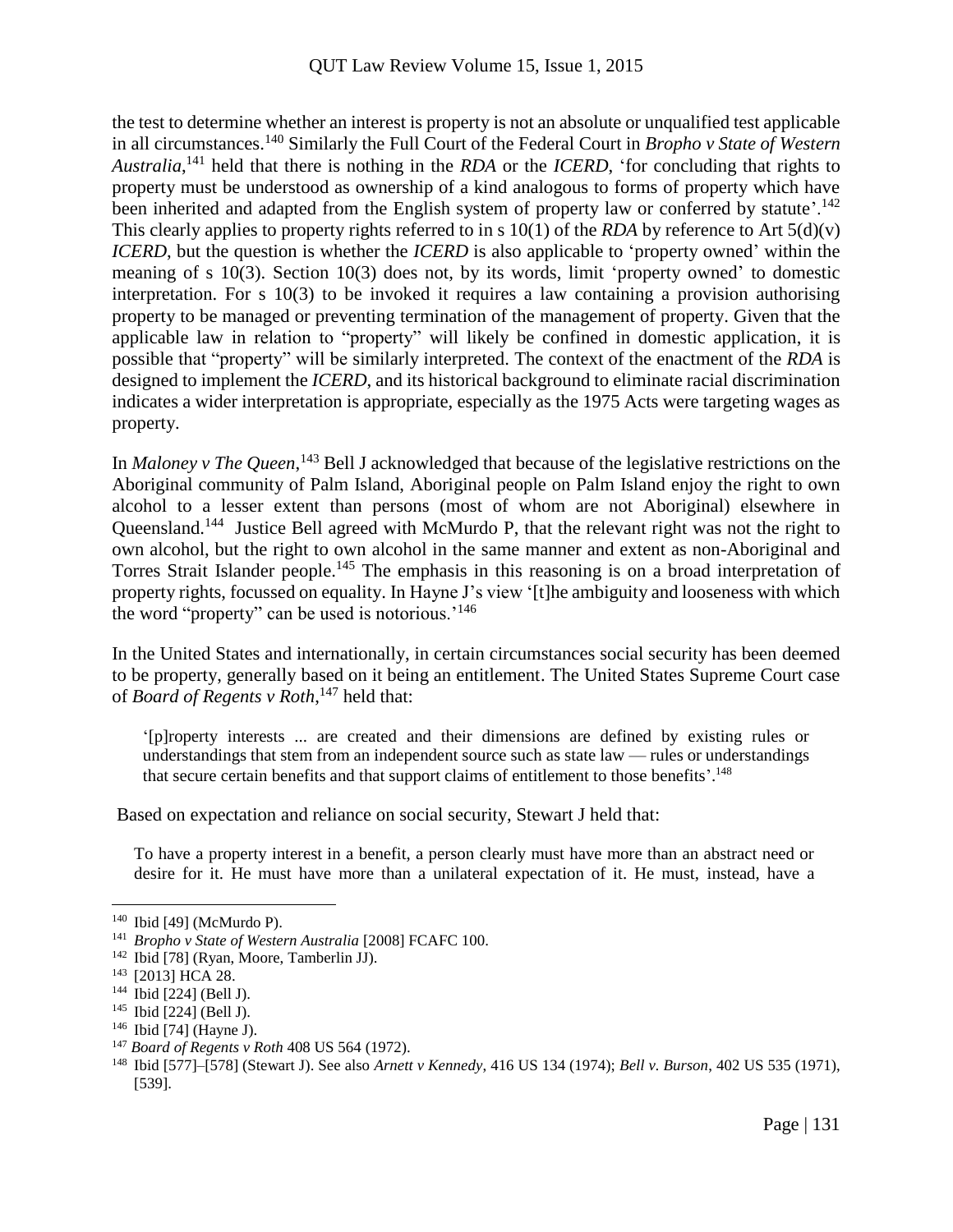the test to determine whether an interest is property is not an absolute or unqualified test applicable in all circumstances.[140] Similarly the Full Court of the Federal Court in *Bropho v State of Western Australia*,[141] held that there is nothing in the *RDA* or the *ICERD*, 'for concluding that rights to property must be understood as ownership of a kind analogous to forms of property which have been inherited and adapted from the English system of property law or conferred by statute'.[142] This clearly applies to property rights referred to in s 10(1) of the *RDA* by reference to Art 5(d)(v) *ICERD*, but the question is whether the *ICERD* is also applicable to 'property owned' within the meaning of s 10(3). Section 10(3) does not, by its words, limit 'property owned' to domestic interpretation. For s 10(3) to be invoked it requires a law containing a provision authorising property to be managed or preventing termination of the management of property. Given that the applicable law in relation to "property" will likely be confined in domestic application, it is possible that "property" will be similarly interpreted. The context of the enactment of the *RDA* is designed to implement the *ICERD*, and its historical background to eliminate racial discrimination indicates a wider interpretation is appropriate, especially as the 1975 Acts were targeting wages as property.

In *Maloney v The Queen*,[143] Bell J acknowledged that because of the legislative restrictions on the Aboriginal community of Palm Island, Aboriginal people on Palm Island enjoy the right to own alcohol to a lesser extent than persons (most of whom are not Aboriginal) elsewhere in Queensland.[144] Justice Bell agreed with McMurdo P, that the relevant right was not the right to own alcohol, but the right to own alcohol in the same manner and extent as non-Aboriginal and Torres Strait Islander people.[145] The emphasis in this reasoning is on a broad interpretation of property rights, focussed on equality. In Hayne J's view '[t]he ambiguity and looseness with which the word "property" can be used is notorious.'[146]

In the United States and internationally, in certain circumstances social security has been deemed to be property, generally based on it being an entitlement. The United States Supreme Court case of *Board of Regents v Roth*,[147] held that:

> '[p]roperty interests ... are created and their dimensions are defined by existing rules or understandings that stem from an independent source such as state law — rules or understandings that secure certain benefits and that support claims of entitlement to those benefits'.[148]

Based on expectation and reliance on social security, Stewart J held that:

> To have a property interest in a benefit, a person clearly must have more than an abstract need or desire for it. He must have more than a unilateral expectation of it. He must, instead, have a

---

[140] Ibid [49] (McMurdo P).

[141] *Bropho v State of Western Australia* [2008] FCAFC 100.

[142] Ibid [78] (Ryan, Moore, Tamberlin JJ).

[143] [2013] HCA 28.

[144] Ibid [224] (Bell J).

[145] Ibid [224] (Bell J).

[146] Ibid [74] (Hayne J).

[147] *Board of Regents v Roth* 408 US 564 (1972).

[148] Ibid [577]–[578] (Stewart J). See also *Arnett v Kennedy*, 416 US 134 (1974); *Bell v. Burson*, 402 US 535 (1971), [539].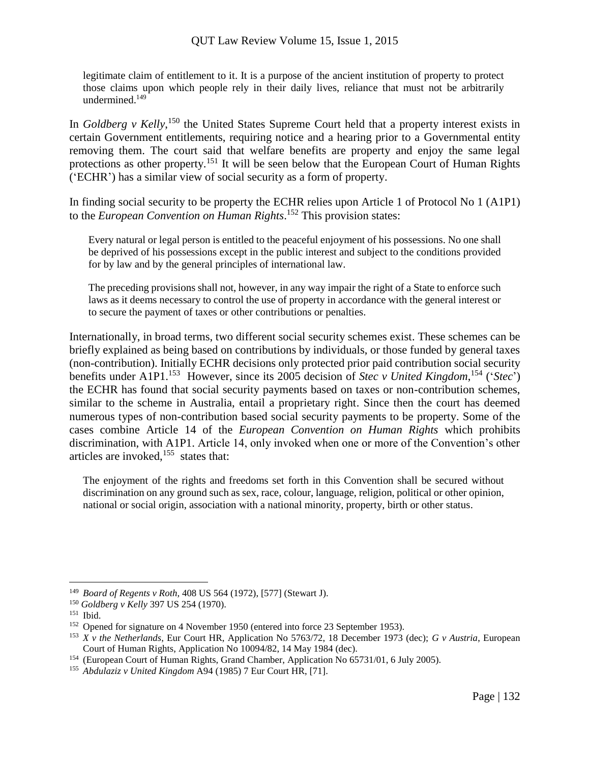> legitimate claim of entitlement to it. It is a purpose of the ancient institution of property to protect those claims upon which people rely in their daily lives, reliance that must not be arbitrarily undermined.[149]

In *Goldberg v Kelly*,[150] the United States Supreme Court held that a property interest exists in certain Government entitlements, requiring notice and a hearing prior to a Governmental entity removing them. The court said that welfare benefits are property and enjoy the same legal protections as other property.[151] It will be seen below that the European Court of Human Rights ('ECHR') has a similar view of social security as a form of property.

In finding social security to be property the ECHR relies upon Article 1 of Protocol No 1 (A1P1) to the *European Convention on Human Rights*.[152] This provision states:

> Every natural or legal person is entitled to the peaceful enjoyment of his possessions. No one shall be deprived of his possessions except in the public interest and subject to the conditions provided for by law and by the general principles of international law.
>
> The preceding provisions shall not, however, in any way impair the right of a State to enforce such laws as it deems necessary to control the use of property in accordance with the general interest or to secure the payment of taxes or other contributions or penalties.

Internationally, in broad terms, two different social security schemes exist. These schemes can be briefly explained as being based on contributions by individuals, or those funded by general taxes (non-contribution). Initially ECHR decisions only protected prior paid contribution social security benefits under A1P1.[153] However, since its 2005 decision of *Stec v United Kingdom,*[154] ('*Stec*') the ECHR has found that social security payments based on taxes or non-contribution schemes, similar to the scheme in Australia, entail a proprietary right. Since then the court has deemed numerous types of non-contribution based social security payments to be property. Some of the cases combine Article 14 of the *European Convention on Human Rights* which prohibits discrimination, with A1P1. Article 14, only invoked when one or more of the Convention's other articles are invoked,[155] states that:

> The enjoyment of the rights and freedoms set forth in this Convention shall be secured without discrimination on any ground such as sex, race, colour, language, religion, political or other opinion, national or social origin, association with a national minority, property, birth or other status.

---

[149] *Board of Regents v Roth,* 408 US 564 (1972), [577] (Stewart J).

[150] *Goldberg v Kelly* 397 US 254 (1970).

[151] Ibid.

[152] Opened for signature on 4 November 1950 (entered into force 23 September 1953).

[153] *X v the Netherlands*, Eur Court HR, Application No 5763/72, 18 December 1973 (dec); *G v Austria*, European Court of Human Rights, Application No 10094/82, 14 May 1984 (dec).

[154] (European Court of Human Rights, Grand Chamber, Application No 65731/01, 6 July 2005).

[155] *Abdulaziz v United Kingdom* A94 (1985) 7 Eur Court HR, [71].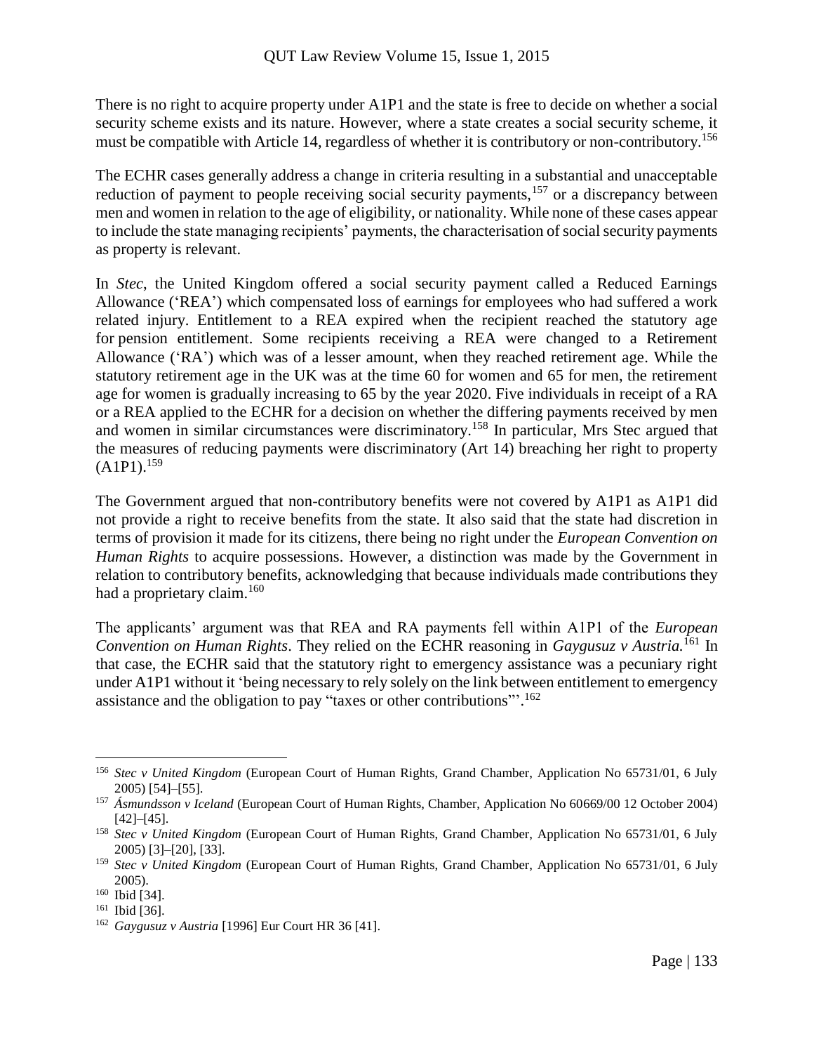There is no right to acquire property under A1P1 and the state is free to decide on whether a social security scheme exists and its nature. However, where a state creates a social security scheme, it must be compatible with Article 14, regardless of whether it is contributory or non-contributory.[156]

The ECHR cases generally address a change in criteria resulting in a substantial and unacceptable reduction of payment to people receiving social security payments,[157] or a discrepancy between men and women in relation to the age of eligibility, or nationality. While none of these cases appear to include the state managing recipients' payments, the characterisation of social security payments as property is relevant.

In *Stec*, the United Kingdom offered a social security payment called a Reduced Earnings Allowance ('REA') which compensated loss of earnings for employees who had suffered a work related injury. Entitlement to a REA expired when the recipient reached the statutory age for pension entitlement. Some recipients receiving a REA were changed to a Retirement Allowance ('RA') which was of a lesser amount, when they reached retirement age. While the statutory retirement age in the UK was at the time 60 for women and 65 for men, the retirement age for women is gradually increasing to 65 by the year 2020. Five individuals in receipt of a RA or a REA applied to the ECHR for a decision on whether the differing payments received by men and women in similar circumstances were discriminatory.[158] In particular, Mrs Stec argued that the measures of reducing payments were discriminatory (Art 14) breaching her right to property (A1P1).[159]

The Government argued that non-contributory benefits were not covered by A1P1 as A1P1 did not provide a right to receive benefits from the state. It also said that the state had discretion in terms of provision it made for its citizens, there being no right under the *European Convention on Human Rights* to acquire possessions. However, a distinction was made by the Government in relation to contributory benefits, acknowledging that because individuals made contributions they had a proprietary claim.[160]

The applicants' argument was that REA and RA payments fell within A1P1 of the *European Convention on Human Rights*. They relied on the ECHR reasoning in *Gaygusuz v Austria.*[161] In that case, the ECHR said that the statutory right to emergency assistance was a pecuniary right under A1P1 without it 'being necessary to rely solely on the link between entitlement to emergency assistance and the obligation to pay "taxes or other contributions"'.[162]

---

[156] *Stec v United Kingdom* (European Court of Human Rights, Grand Chamber, Application No 65731/01, 6 July 2005) [54]–[55].

[157] *Ásmundsson v Iceland* (European Court of Human Rights, Chamber, Application No 60669/00 12 October 2004) [42]–[45].

[158] *Stec v United Kingdom* (European Court of Human Rights, Grand Chamber, Application No 65731/01, 6 July 2005) [3]–[20], [33].

[159] *Stec v United Kingdom* (European Court of Human Rights, Grand Chamber, Application No 65731/01, 6 July 2005).

[160] Ibid [34].

[161] Ibid [36].

[162] *Gaygusuz v Austria* [1996] Eur Court HR 36 [41].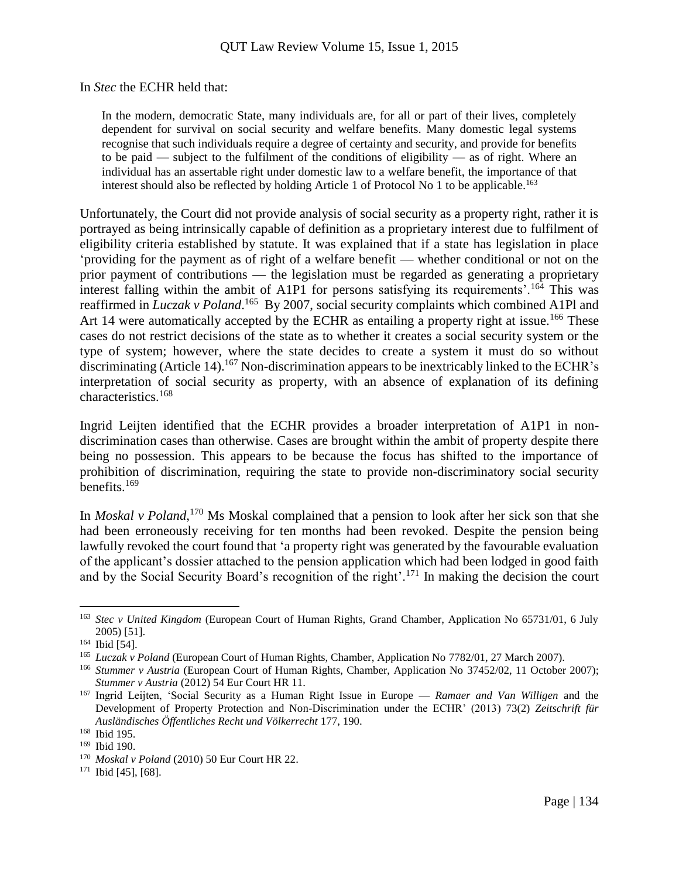In *Stec* the ECHR held that:

> In the modern, democratic State, many individuals are, for all or part of their lives, completely dependent for survival on social security and welfare benefits. Many domestic legal systems recognise that such individuals require a degree of certainty and security, and provide for benefits to be paid — subject to the fulfilment of the conditions of eligibility — as of right. Where an individual has an assertable right under domestic law to a welfare benefit, the importance of that interest should also be reflected by holding Article 1 of Protocol No 1 to be applicable.[163]

Unfortunately, the Court did not provide analysis of social security as a property right, rather it is portrayed as being intrinsically capable of definition as a proprietary interest due to fulfilment of eligibility criteria established by statute. It was explained that if a state has legislation in place 'providing for the payment as of right of a welfare benefit — whether conditional or not on the prior payment of contributions — the legislation must be regarded as generating a proprietary interest falling within the ambit of A1P1 for persons satisfying its requirements'.[164] This was reaffirmed in *Luczak v Poland*.[165] By 2007, social security complaints which combined A1Pl and Art 14 were automatically accepted by the ECHR as entailing a property right at issue.[166] These cases do not restrict decisions of the state as to whether it creates a social security system or the type of system; however, where the state decides to create a system it must do so without discriminating (Article 14).[167] Non-discrimination appears to be inextricably linked to the ECHR's interpretation of social security as property, with an absence of explanation of its defining characteristics.[168]

Ingrid Leijten identified that the ECHR provides a broader interpretation of A1P1 in non-discrimination cases than otherwise. Cases are brought within the ambit of property despite there being no possession. This appears to be because the focus has shifted to the importance of prohibition of discrimination, requiring the state to provide non-discriminatory social security benefits.[169]

In *Moskal v Poland*,[170] Ms Moskal complained that a pension to look after her sick son that she had been erroneously receiving for ten months had been revoked. Despite the pension being lawfully revoked the court found that 'a property right was generated by the favourable evaluation of the applicant's dossier attached to the pension application which had been lodged in good faith and by the Social Security Board's recognition of the right'.[171] In making the decision the court

---

[163] *Stec v United Kingdom* (European Court of Human Rights, Grand Chamber, Application No 65731/01, 6 July 2005) [51].

[164] Ibid [54].

[165] *Luczak v Poland* (European Court of Human Rights, Chamber, Application No 7782/01, 27 March 2007).

[166] *Stummer v Austria* (European Court of Human Rights, Chamber, Application No 37452/02, 11 October 2007); *Stummer v Austria* (2012) 54 Eur Court HR 11.

[167] Ingrid Leijten, 'Social Security as a Human Right Issue in Europe — *Ramaer and Van Willigen* and the Development of Property Protection and Non-Discrimination under the ECHR' (2013) 73(2) *Zeitschrift für Ausländisches Öffentliches Recht und Völkerrecht* 177, 190.

[168] Ibid 195.

[169] Ibid 190.

[170] *Moskal v Poland* (2010) 50 Eur Court HR 22.

[171] Ibid [45], [68].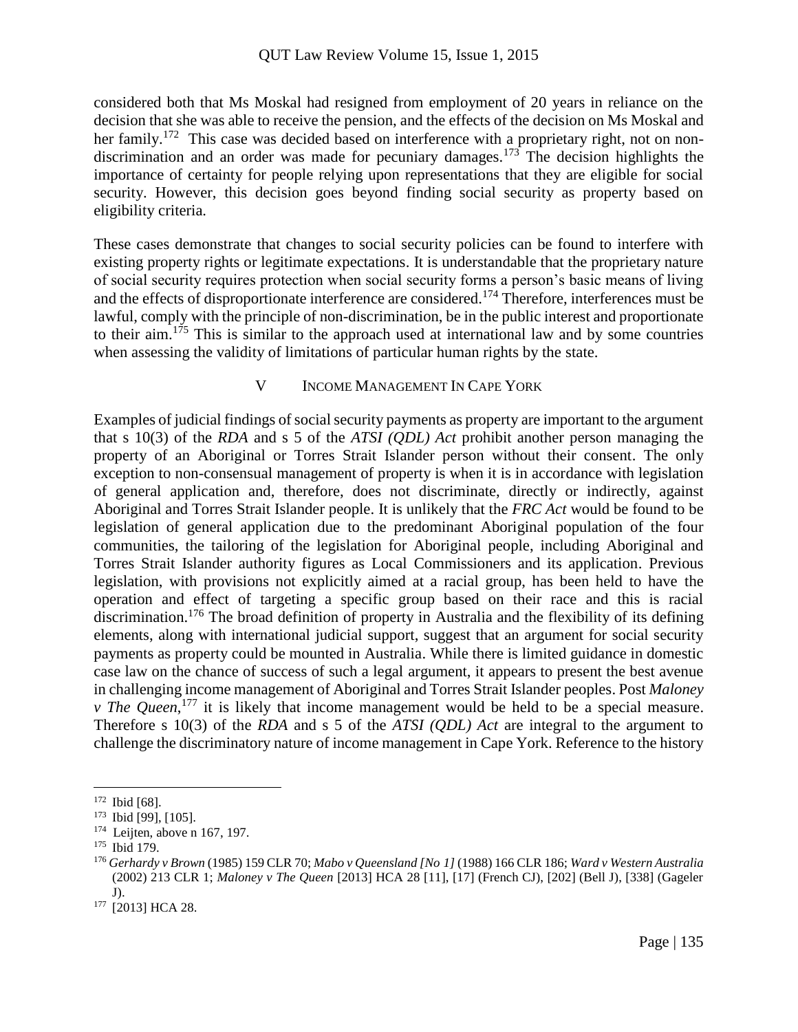considered both that Ms Moskal had resigned from employment of 20 years in reliance on the decision that she was able to receive the pension, and the effects of the decision on Ms Moskal and her family.[172] This case was decided based on interference with a proprietary right, not on non-discrimination and an order was made for pecuniary damages.[173] The decision highlights the importance of certainty for people relying upon representations that they are eligible for social security. However, this decision goes beyond finding social security as property based on eligibility criteria.

These cases demonstrate that changes to social security policies can be found to interfere with existing property rights or legitimate expectations. It is understandable that the proprietary nature of social security requires protection when social security forms a person's basic means of living and the effects of disproportionate interference are considered.[174] Therefore, interferences must be lawful, comply with the principle of non-discrimination, be in the public interest and proportionate to their aim.[175] This is similar to the approach used at international law and by some countries when assessing the validity of limitations of particular human rights by the state.

## V Income Management In Cape York

Examples of judicial findings of social security payments as property are important to the argument that s 10(3) of the *RDA* and s 5 of the *ATSI (QDL) Act* prohibit another person managing the property of an Aboriginal or Torres Strait Islander person without their consent. The only exception to non-consensual management of property is when it is in accordance with legislation of general application and, therefore, does not discriminate, directly or indirectly, against Aboriginal and Torres Strait Islander people. It is unlikely that the *FRC Act* would be found to be legislation of general application due to the predominant Aboriginal population of the four communities, the tailoring of the legislation for Aboriginal people, including Aboriginal and Torres Strait Islander authority figures as Local Commissioners and its application. Previous legislation, with provisions not explicitly aimed at a racial group, has been held to have the operation and effect of targeting a specific group based on their race and this is racial discrimination.[176] The broad definition of property in Australia and the flexibility of its defining elements, along with international judicial support, suggest that an argument for social security payments as property could be mounted in Australia. While there is limited guidance in domestic case law on the chance of success of such a legal argument, it appears to present the best avenue in challenging income management of Aboriginal and Torres Strait Islander peoples. Post *Maloney v The Queen*,[177] it is likely that income management would be held to be a special measure. Therefore s 10(3) of the *RDA* and s 5 of the *ATSI (QDL) Act* are integral to the argument to challenge the discriminatory nature of income management in Cape York. Reference to the history

---

[172] Ibid [68].

[173] Ibid [99], [105].

[174] Leijten, above n 167, 197.

[175] Ibid 179.

[176] *Gerhardy v Brown* (1985) 159 CLR 70; *Mabo v Queensland [No 1]* (1988) 166 CLR 186; *Ward v Western Australia* (2002) 213 CLR 1; *Maloney v The Queen* [2013] HCA 28 [11], [17] (French CJ), [202] (Bell J), [338] (Gageler J).

[177] [2013] HCA 28.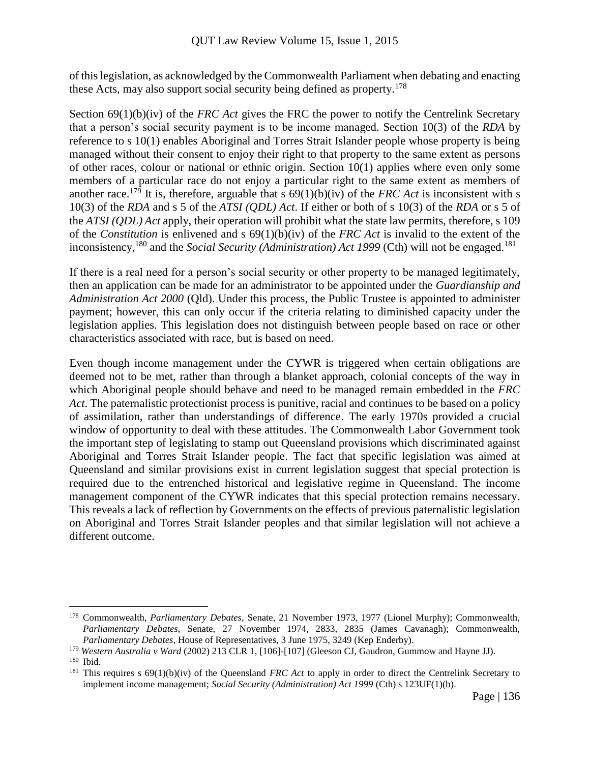of this legislation, as acknowledged by the Commonwealth Parliament when debating and enacting these Acts, may also support social security being defined as property.[178]

Section 69(1)(b)(iv) of the *FRC Act* gives the FRC the power to notify the Centrelink Secretary that a person's social security payment is to be income managed. Section 10(3) of the *RDA* by reference to s 10(1) enables Aboriginal and Torres Strait Islander people whose property is being managed without their consent to enjoy their right to that property to the same extent as persons of other races, colour or national or ethnic origin. Section 10(1) applies where even only some members of a particular race do not enjoy a particular right to the same extent as members of another race.[179] It is, therefore, arguable that s 69(1)(b)(iv) of the *FRC Act* is inconsistent with s 10(3) of the *RDA* and s 5 of the *ATSI (QDL) Act*. If either or both of s 10(3) of the *RDA* or s 5 of the *ATSI (QDL) Act* apply, their operation will prohibit what the state law permits, therefore, s 109 of the *Constitution* is enlivened and s 69(1)(b)(iv) of the *FRC Act* is invalid to the extent of the inconsistency,[180] and the *Social Security (Administration) Act 1999* (Cth) will not be engaged.[181]

If there is a real need for a person's social security or other property to be managed legitimately, then an application can be made for an administrator to be appointed under the *Guardianship and Administration Act 2000* (Qld). Under this process, the Public Trustee is appointed to administer payment; however, this can only occur if the criteria relating to diminished capacity under the legislation applies. This legislation does not distinguish between people based on race or other characteristics associated with race, but is based on need.

Even though income management under the CYWR is triggered when certain obligations are deemed not to be met, rather than through a blanket approach, colonial concepts of the way in which Aboriginal people should behave and need to be managed remain embedded in the *FRC Act*. The paternalistic protectionist process is punitive, racial and continues to be based on a policy of assimilation, rather than understandings of difference. The early 1970s provided a crucial window of opportunity to deal with these attitudes. The Commonwealth Labor Government took the important step of legislating to stamp out Queensland provisions which discriminated against Aboriginal and Torres Strait Islander people. The fact that specific legislation was aimed at Queensland and similar provisions exist in current legislation suggest that special protection is required due to the entrenched historical and legislative regime in Queensland. The income management component of the CYWR indicates that this special protection remains necessary. This reveals a lack of reflection by Governments on the effects of previous paternalistic legislation on Aboriginal and Torres Strait Islander peoples and that similar legislation will not achieve a different outcome.

---

[178] Commonwealth, *Parliamentary Debates*, Senate, 21 November 1973, 1977 (Lionel Murphy); Commonwealth, *Parliamentary Debates*, Senate, 27 November 1974, 2833, 2835 (James Cavanagh); Commonwealth, *Parliamentary Debates*, House of Representatives, 3 June 1975, 3249 (Kep Enderby).

[179] *Western Australia v Ward* (2002) 213 CLR 1, [106]-[107] (Gleeson CJ, Gaudron, Gummow and Hayne JJ).

[180] Ibid.

[181] This requires s 69(1)(b)(iv) of the Queensland *FRC Act* to apply in order to direct the Centrelink Secretary to implement income management; *Social Security (Administration) Act 1999* (Cth) s 123UF(1)(b).